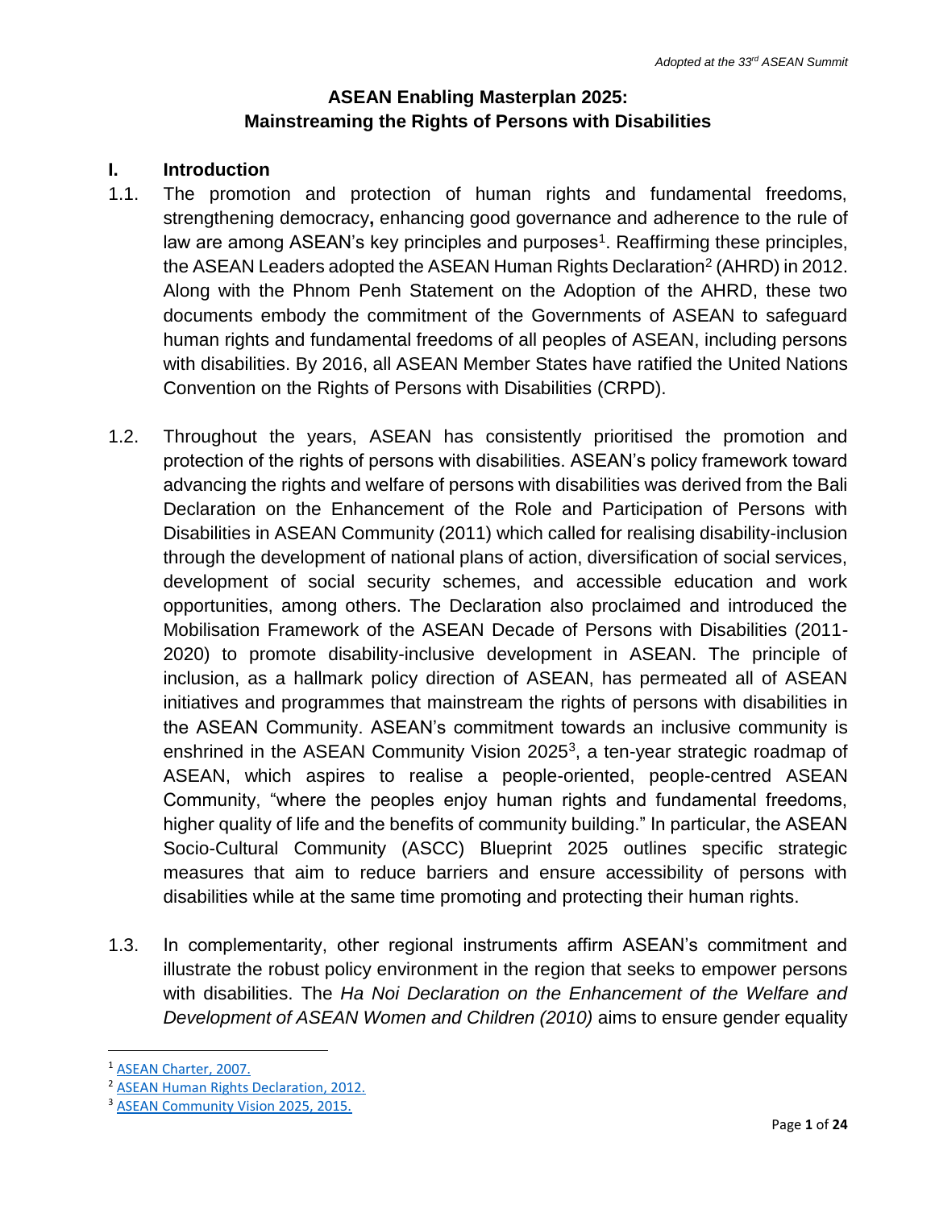# ASEAN Enabling Masterplan 2025: Mainstreaming the Rights of Persons with Disabilities

## I. Introduction

1.1. The promotion and protection of human rights and fundamental freedoms, strengthening democracy**,** enhancing good governance and adherence to the rule of law are among ASEAN's key principles and purposes[1]. Reaffirming these principles, the ASEAN Leaders adopted the ASEAN Human Rights Declaration[2] (AHRD) in 2012. Along with the Phnom Penh Statement on the Adoption of the AHRD, these two documents embody the commitment of the Governments of ASEAN to safeguard human rights and fundamental freedoms of all peoples of ASEAN, including persons with disabilities. By 2016, all ASEAN Member States have ratified the United Nations Convention on the Rights of Persons with Disabilities (CRPD).

1.2. Throughout the years, ASEAN has consistently prioritised the promotion and protection of the rights of persons with disabilities. ASEAN's policy framework toward advancing the rights and welfare of persons with disabilities was derived from the Bali Declaration on the Enhancement of the Role and Participation of Persons with Disabilities in ASEAN Community (2011) which called for realising disability-inclusion through the development of national plans of action, diversification of social services, development of social security schemes, and accessible education and work opportunities, among others. The Declaration also proclaimed and introduced the Mobilisation Framework of the ASEAN Decade of Persons with Disabilities (2011-2020) to promote disability-inclusive development in ASEAN. The principle of inclusion, as a hallmark policy direction of ASEAN, has permeated all of ASEAN initiatives and programmes that mainstream the rights of persons with disabilities in the ASEAN Community. ASEAN's commitment towards an inclusive community is enshrined in the ASEAN Community Vision 2025[3], a ten-year strategic roadmap of ASEAN, which aspires to realise a people-oriented, people-centred ASEAN Community, "where the peoples enjoy human rights and fundamental freedoms, higher quality of life and the benefits of community building." In particular, the ASEAN Socio-Cultural Community (ASCC) Blueprint 2025 outlines specific strategic measures that aim to reduce barriers and ensure accessibility of persons with disabilities while at the same time promoting and protecting their human rights.

1.3. In complementarity, other regional instruments affirm ASEAN's commitment and illustrate the robust policy environment in the region that seeks to empower persons with disabilities. The *Ha Noi Declaration on the Enhancement of the Welfare and Development of ASEAN Women and Children (2010)* aims to ensure gender equality

---

[1] ASEAN Charter, 2007.

[2] ASEAN Human Rights Declaration, 2012.

[3] ASEAN Community Vision 2025, 2015.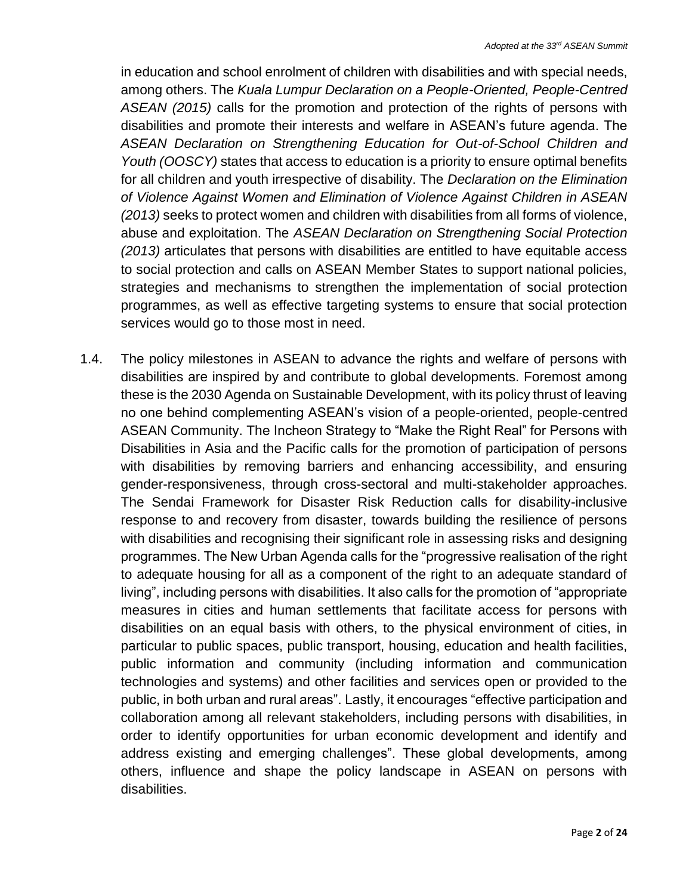in education and school enrolment of children with disabilities and with special needs, among others. The *Kuala Lumpur Declaration on a People-Oriented, People-Centred ASEAN (2015)* calls for the promotion and protection of the rights of persons with disabilities and promote their interests and welfare in ASEAN's future agenda. The *ASEAN Declaration on Strengthening Education for Out-of-School Children and Youth (OOSCY)* states that access to education is a priority to ensure optimal benefits for all children and youth irrespective of disability. The *Declaration on the Elimination of Violence Against Women and Elimination of Violence Against Children in ASEAN (2013)* seeks to protect women and children with disabilities from all forms of violence, abuse and exploitation. The *ASEAN Declaration on Strengthening Social Protection (2013)* articulates that persons with disabilities are entitled to have equitable access to social protection and calls on ASEAN Member States to support national policies, strategies and mechanisms to strengthen the implementation of social protection programmes, as well as effective targeting systems to ensure that social protection services would go to those most in need.

1.4. The policy milestones in ASEAN to advance the rights and welfare of persons with disabilities are inspired by and contribute to global developments. Foremost among these is the 2030 Agenda on Sustainable Development, with its policy thrust of leaving no one behind complementing ASEAN's vision of a people-oriented, people-centred ASEAN Community. The Incheon Strategy to "Make the Right Real" for Persons with Disabilities in Asia and the Pacific calls for the promotion of participation of persons with disabilities by removing barriers and enhancing accessibility, and ensuring gender-responsiveness, through cross-sectoral and multi-stakeholder approaches. The Sendai Framework for Disaster Risk Reduction calls for disability-inclusive response to and recovery from disaster, towards building the resilience of persons with disabilities and recognising their significant role in assessing risks and designing programmes. The New Urban Agenda calls for the "progressive realisation of the right to adequate housing for all as a component of the right to an adequate standard of living", including persons with disabilities. It also calls for the promotion of "appropriate measures in cities and human settlements that facilitate access for persons with disabilities on an equal basis with others, to the physical environment of cities, in particular to public spaces, public transport, housing, education and health facilities, public information and community (including information and communication technologies and systems) and other facilities and services open or provided to the public, in both urban and rural areas". Lastly, it encourages "effective participation and collaboration among all relevant stakeholders, including persons with disabilities, in order to identify opportunities for urban economic development and identify and address existing and emerging challenges". These global developments, among others, influence and shape the policy landscape in ASEAN on persons with disabilities.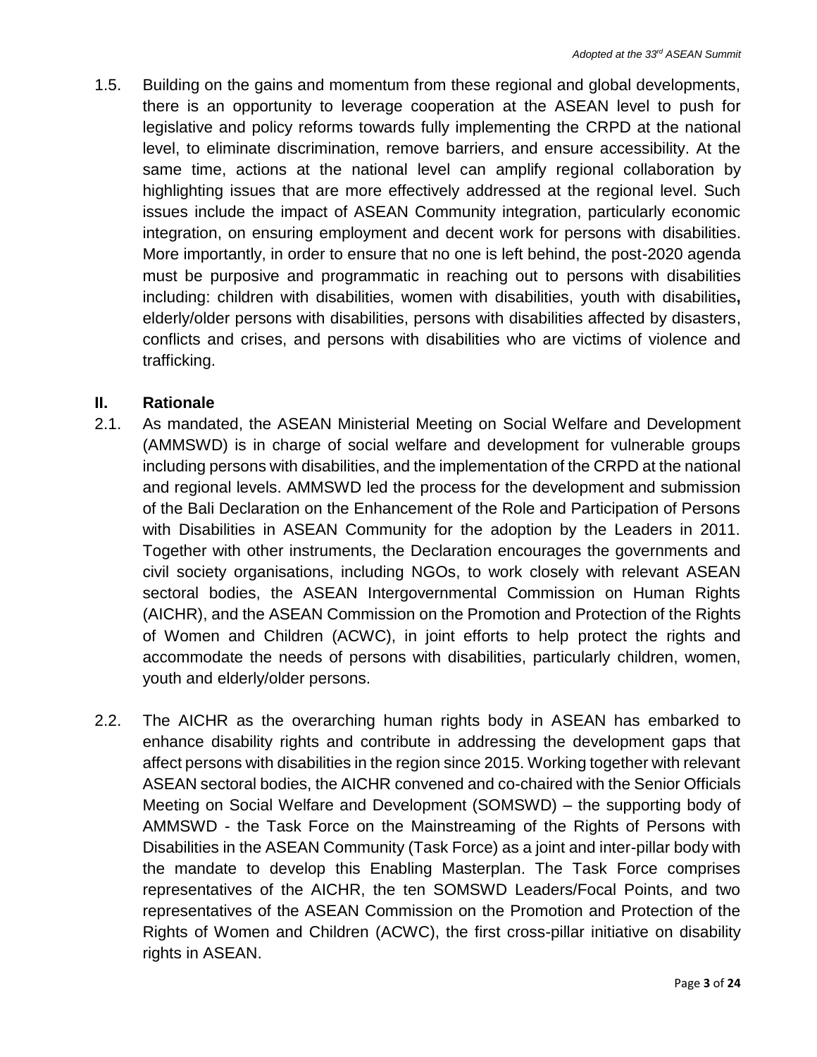1.5. Building on the gains and momentum from these regional and global developments, there is an opportunity to leverage cooperation at the ASEAN level to push for legislative and policy reforms towards fully implementing the CRPD at the national level, to eliminate discrimination, remove barriers, and ensure accessibility. At the same time, actions at the national level can amplify regional collaboration by highlighting issues that are more effectively addressed at the regional level. Such issues include the impact of ASEAN Community integration, particularly economic integration, on ensuring employment and decent work for persons with disabilities. More importantly, in order to ensure that no one is left behind, the post-2020 agenda must be purposive and programmatic in reaching out to persons with disabilities including: children with disabilities, women with disabilities, youth with disabilities**,** elderly/older persons with disabilities, persons with disabilities affected by disasters, conflicts and crises, and persons with disabilities who are victims of violence and trafficking.

## II. Rationale

2.1. As mandated, the ASEAN Ministerial Meeting on Social Welfare and Development (AMMSWD) is in charge of social welfare and development for vulnerable groups including persons with disabilities, and the implementation of the CRPD at the national and regional levels. AMMSWD led the process for the development and submission of the Bali Declaration on the Enhancement of the Role and Participation of Persons with Disabilities in ASEAN Community for the adoption by the Leaders in 2011. Together with other instruments, the Declaration encourages the governments and civil society organisations, including NGOs, to work closely with relevant ASEAN sectoral bodies, the ASEAN Intergovernmental Commission on Human Rights (AICHR), and the ASEAN Commission on the Promotion and Protection of the Rights of Women and Children (ACWC), in joint efforts to help protect the rights and accommodate the needs of persons with disabilities, particularly children, women, youth and elderly/older persons.

2.2. The AICHR as the overarching human rights body in ASEAN has embarked to enhance disability rights and contribute in addressing the development gaps that affect persons with disabilities in the region since 2015. Working together with relevant ASEAN sectoral bodies, the AICHR convened and co-chaired with the Senior Officials Meeting on Social Welfare and Development (SOMSWD) – the supporting body of AMMSWD - the Task Force on the Mainstreaming of the Rights of Persons with Disabilities in the ASEAN Community (Task Force) as a joint and inter-pillar body with the mandate to develop this Enabling Masterplan. The Task Force comprises representatives of the AICHR, the ten SOMSWD Leaders/Focal Points, and two representatives of the ASEAN Commission on the Promotion and Protection of the Rights of Women and Children (ACWC), the first cross-pillar initiative on disability rights in ASEAN.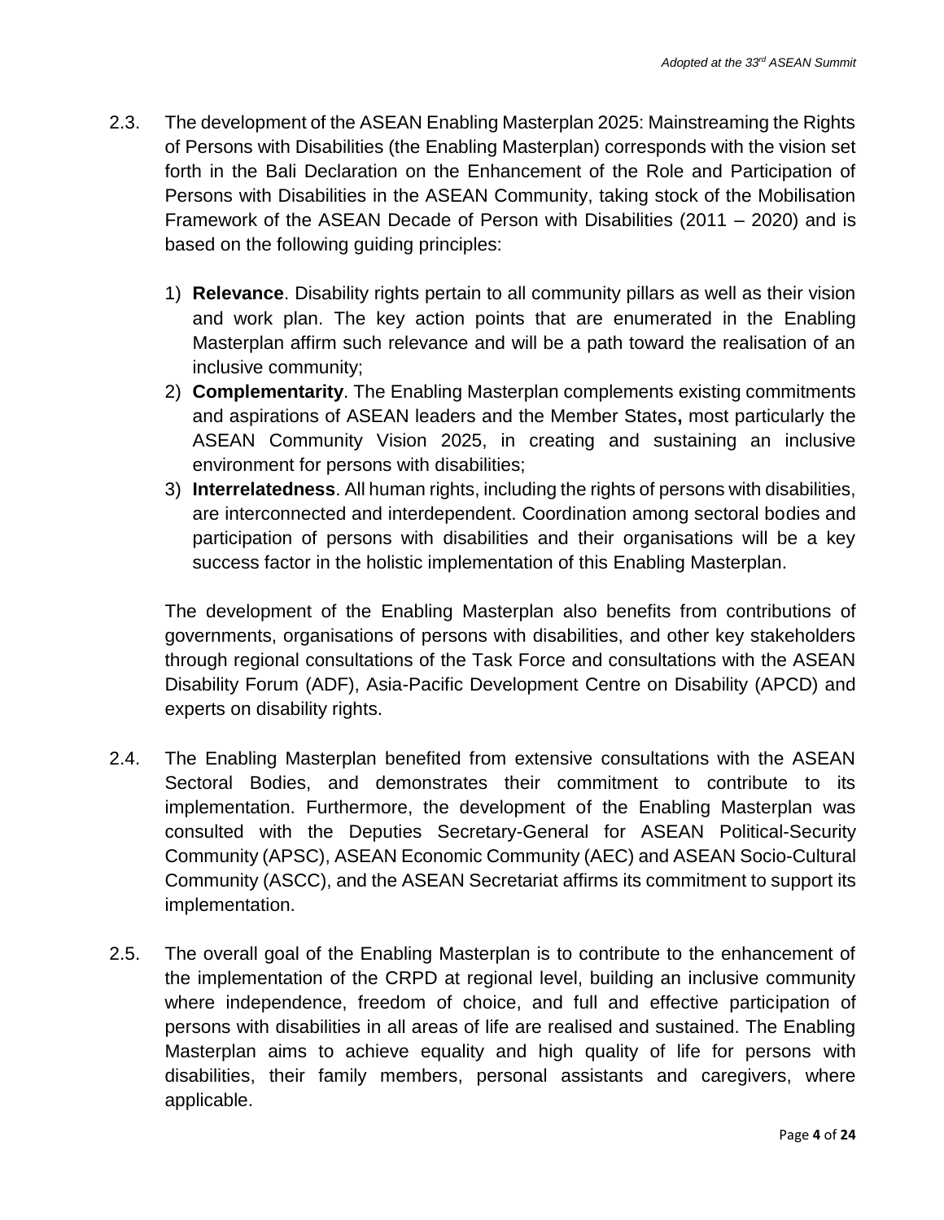2.3. The development of the ASEAN Enabling Masterplan 2025: Mainstreaming the Rights of Persons with Disabilities (the Enabling Masterplan) corresponds with the vision set forth in the Bali Declaration on the Enhancement of the Role and Participation of Persons with Disabilities in the ASEAN Community, taking stock of the Mobilisation Framework of the ASEAN Decade of Person with Disabilities (2011 – 2020) and is based on the following guiding principles:

1) **Relevance**. Disability rights pertain to all community pillars as well as their vision and work plan. The key action points that are enumerated in the Enabling Masterplan affirm such relevance and will be a path toward the realisation of an inclusive community;
2) **Complementarity**. The Enabling Masterplan complements existing commitments and aspirations of ASEAN leaders and the Member States**,** most particularly the ASEAN Community Vision 2025, in creating and sustaining an inclusive environment for persons with disabilities;
3) **Interrelatedness**. All human rights, including the rights of persons with disabilities, are interconnected and interdependent. Coordination among sectoral bodies and participation of persons with disabilities and their organisations will be a key success factor in the holistic implementation of this Enabling Masterplan.

The development of the Enabling Masterplan also benefits from contributions of governments, organisations of persons with disabilities, and other key stakeholders through regional consultations of the Task Force and consultations with the ASEAN Disability Forum (ADF), Asia-Pacific Development Centre on Disability (APCD) and experts on disability rights.

2.4. The Enabling Masterplan benefited from extensive consultations with the ASEAN Sectoral Bodies, and demonstrates their commitment to contribute to its implementation. Furthermore, the development of the Enabling Masterplan was consulted with the Deputies Secretary-General for ASEAN Political-Security Community (APSC), ASEAN Economic Community (AEC) and ASEAN Socio-Cultural Community (ASCC), and the ASEAN Secretariat affirms its commitment to support its implementation.

2.5. The overall goal of the Enabling Masterplan is to contribute to the enhancement of the implementation of the CRPD at regional level, building an inclusive community where independence, freedom of choice, and full and effective participation of persons with disabilities in all areas of life are realised and sustained. The Enabling Masterplan aims to achieve equality and high quality of life for persons with disabilities, their family members, personal assistants and caregivers, where applicable.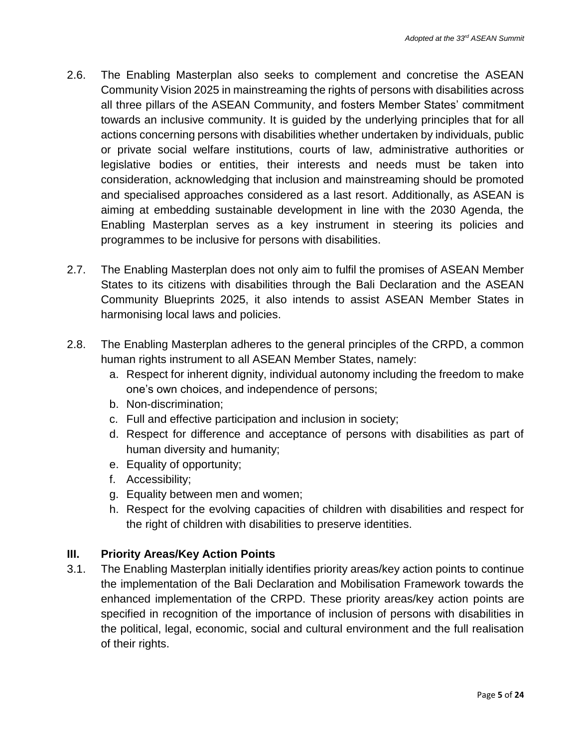2.6. The Enabling Masterplan also seeks to complement and concretise the ASEAN Community Vision 2025 in mainstreaming the rights of persons with disabilities across all three pillars of the ASEAN Community, and fosters Member States' commitment towards an inclusive community. It is guided by the underlying principles that for all actions concerning persons with disabilities whether undertaken by individuals, public or private social welfare institutions, courts of law, administrative authorities or legislative bodies or entities, their interests and needs must be taken into consideration, acknowledging that inclusion and mainstreaming should be promoted and specialised approaches considered as a last resort. Additionally, as ASEAN is aiming at embedding sustainable development in line with the 2030 Agenda, the Enabling Masterplan serves as a key instrument in steering its policies and programmes to be inclusive for persons with disabilities.

2.7. The Enabling Masterplan does not only aim to fulfil the promises of ASEAN Member States to its citizens with disabilities through the Bali Declaration and the ASEAN Community Blueprints 2025, it also intends to assist ASEAN Member States in harmonising local laws and policies.

2.8. The Enabling Masterplan adheres to the general principles of the CRPD, a common human rights instrument to all ASEAN Member States, namely:

a. Respect for inherent dignity, individual autonomy including the freedom to make one's own choices, and independence of persons;
b. Non-discrimination;
c. Full and effective participation and inclusion in society;
d. Respect for difference and acceptance of persons with disabilities as part of human diversity and humanity;
e. Equality of opportunity;
f. Accessibility;
g. Equality between men and women;
h. Respect for the evolving capacities of children with disabilities and respect for the right of children with disabilities to preserve identities.

## III. Priority Areas/Key Action Points

3.1. The Enabling Masterplan initially identifies priority areas/key action points to continue the implementation of the Bali Declaration and Mobilisation Framework towards the enhanced implementation of the CRPD. These priority areas/key action points are specified in recognition of the importance of inclusion of persons with disabilities in the political, legal, economic, social and cultural environment and the full realisation of their rights.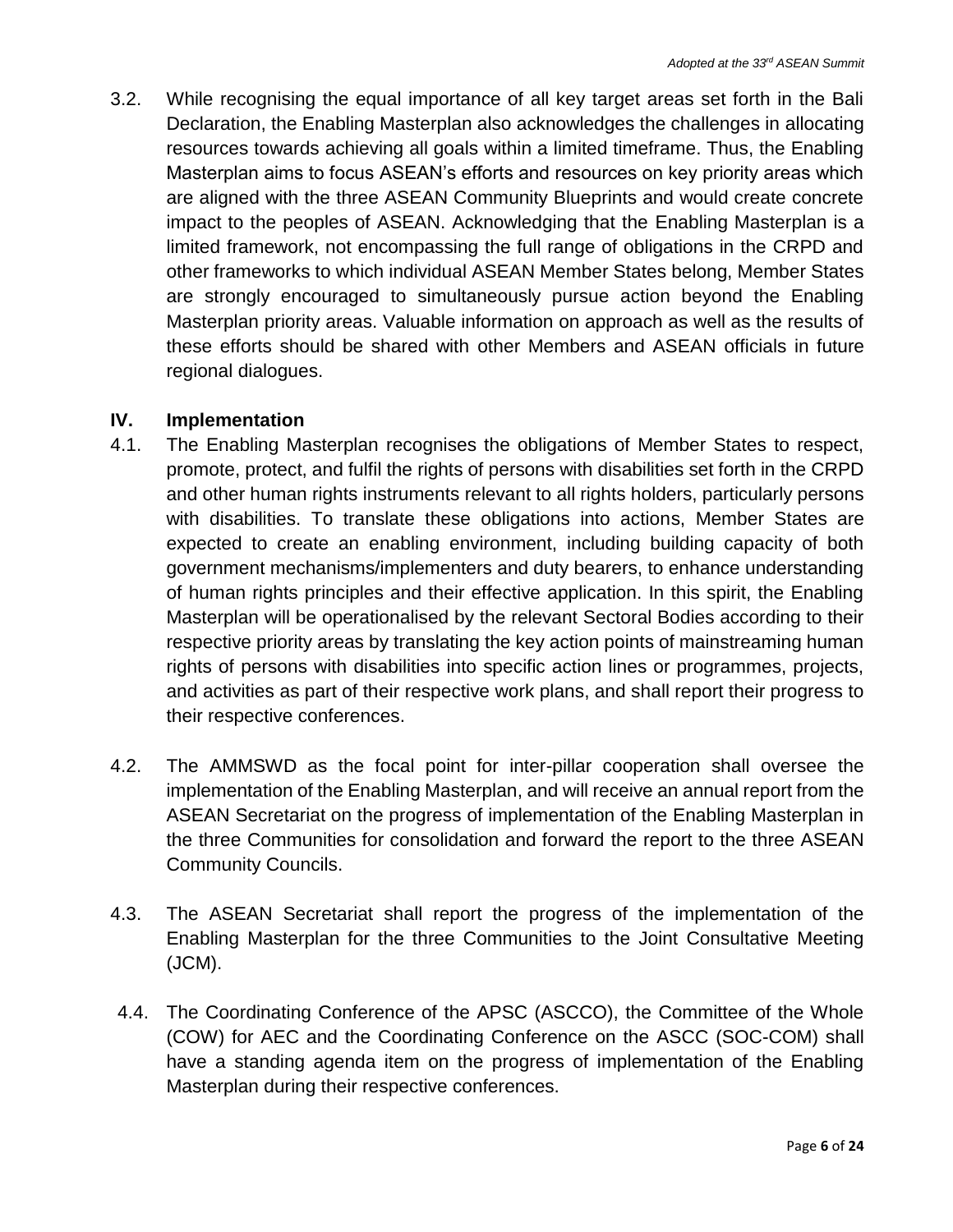3.2. While recognising the equal importance of all key target areas set forth in the Bali Declaration, the Enabling Masterplan also acknowledges the challenges in allocating resources towards achieving all goals within a limited timeframe. Thus, the Enabling Masterplan aims to focus ASEAN's efforts and resources on key priority areas which are aligned with the three ASEAN Community Blueprints and would create concrete impact to the peoples of ASEAN. Acknowledging that the Enabling Masterplan is a limited framework, not encompassing the full range of obligations in the CRPD and other frameworks to which individual ASEAN Member States belong, Member States are strongly encouraged to simultaneously pursue action beyond the Enabling Masterplan priority areas. Valuable information on approach as well as the results of these efforts should be shared with other Members and ASEAN officials in future regional dialogues.

## IV. Implementation

4.1. The Enabling Masterplan recognises the obligations of Member States to respect, promote, protect, and fulfil the rights of persons with disabilities set forth in the CRPD and other human rights instruments relevant to all rights holders, particularly persons with disabilities. To translate these obligations into actions, Member States are expected to create an enabling environment, including building capacity of both government mechanisms/implementers and duty bearers, to enhance understanding of human rights principles and their effective application. In this spirit, the Enabling Masterplan will be operationalised by the relevant Sectoral Bodies according to their respective priority areas by translating the key action points of mainstreaming human rights of persons with disabilities into specific action lines or programmes, projects, and activities as part of their respective work plans, and shall report their progress to their respective conferences.

4.2. The AMMSWD as the focal point for inter-pillar cooperation shall oversee the implementation of the Enabling Masterplan, and will receive an annual report from the ASEAN Secretariat on the progress of implementation of the Enabling Masterplan in the three Communities for consolidation and forward the report to the three ASEAN Community Councils.

4.3. The ASEAN Secretariat shall report the progress of the implementation of the Enabling Masterplan for the three Communities to the Joint Consultative Meeting (JCM).

4.4. The Coordinating Conference of the APSC (ASCCO), the Committee of the Whole (COW) for AEC and the Coordinating Conference on the ASCC (SOC-COM) shall have a standing agenda item on the progress of implementation of the Enabling Masterplan during their respective conferences.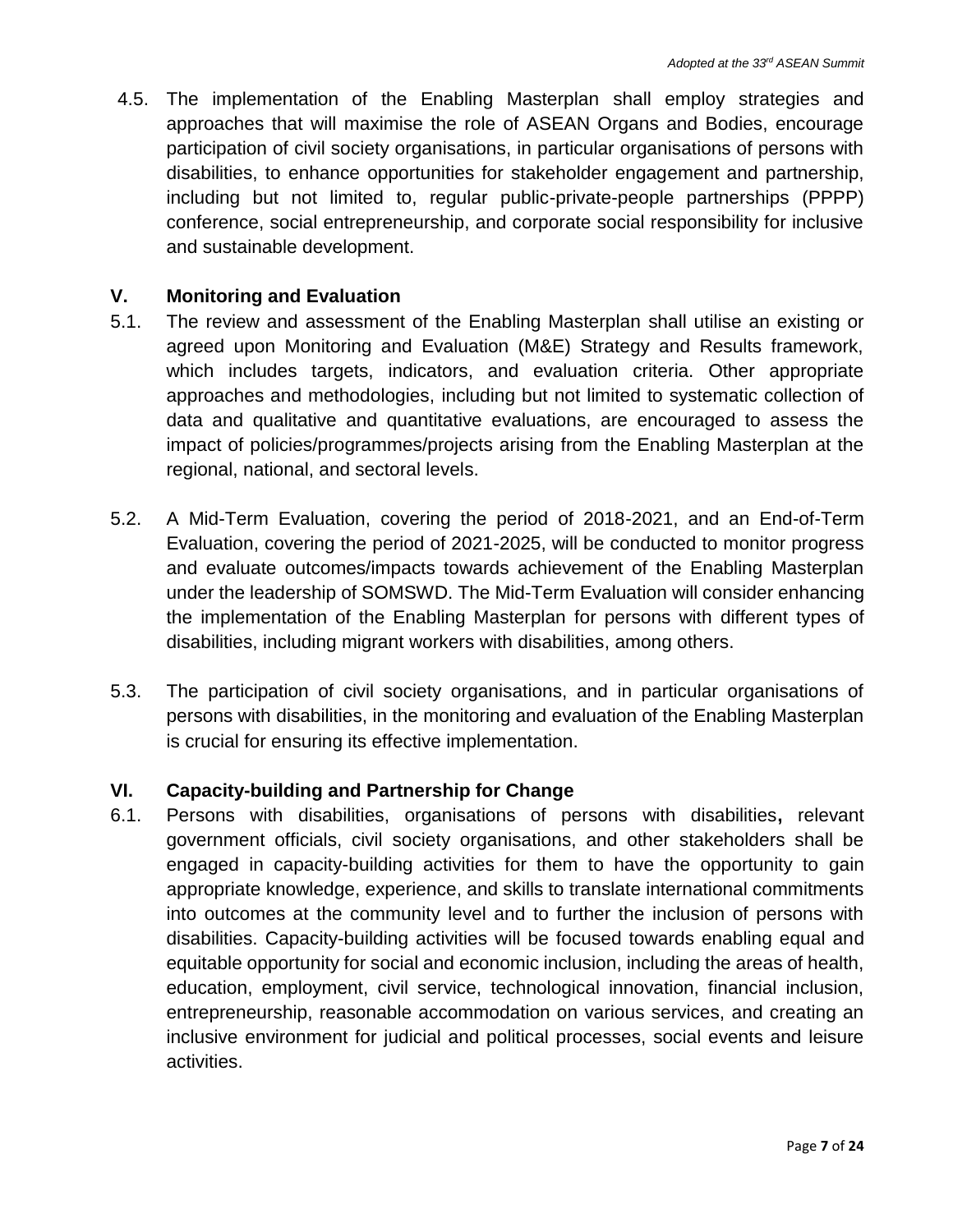4.5. The implementation of the Enabling Masterplan shall employ strategies and approaches that will maximise the role of ASEAN Organs and Bodies, encourage participation of civil society organisations, in particular organisations of persons with disabilities, to enhance opportunities for stakeholder engagement and partnership, including but not limited to, regular public-private-people partnerships (PPPP) conference, social entrepreneurship, and corporate social responsibility for inclusive and sustainable development.

## V. Monitoring and Evaluation

5.1. The review and assessment of the Enabling Masterplan shall utilise an existing or agreed upon Monitoring and Evaluation (M&E) Strategy and Results framework, which includes targets, indicators, and evaluation criteria. Other appropriate approaches and methodologies, including but not limited to systematic collection of data and qualitative and quantitative evaluations, are encouraged to assess the impact of policies/programmes/projects arising from the Enabling Masterplan at the regional, national, and sectoral levels.

5.2. A Mid-Term Evaluation, covering the period of 2018-2021, and an End-of-Term Evaluation, covering the period of 2021-2025, will be conducted to monitor progress and evaluate outcomes/impacts towards achievement of the Enabling Masterplan under the leadership of SOMSWD. The Mid-Term Evaluation will consider enhancing the implementation of the Enabling Masterplan for persons with different types of disabilities, including migrant workers with disabilities, among others.

5.3. The participation of civil society organisations, and in particular organisations of persons with disabilities, in the monitoring and evaluation of the Enabling Masterplan is crucial for ensuring its effective implementation.

## VI. Capacity-building and Partnership for Change

6.1. Persons with disabilities, organisations of persons with disabilities**,** relevant government officials, civil society organisations, and other stakeholders shall be engaged in capacity-building activities for them to have the opportunity to gain appropriate knowledge, experience, and skills to translate international commitments into outcomes at the community level and to further the inclusion of persons with disabilities. Capacity-building activities will be focused towards enabling equal and equitable opportunity for social and economic inclusion, including the areas of health, education, employment, civil service, technological innovation, financial inclusion, entrepreneurship, reasonable accommodation on various services, and creating an inclusive environment for judicial and political processes, social events and leisure activities.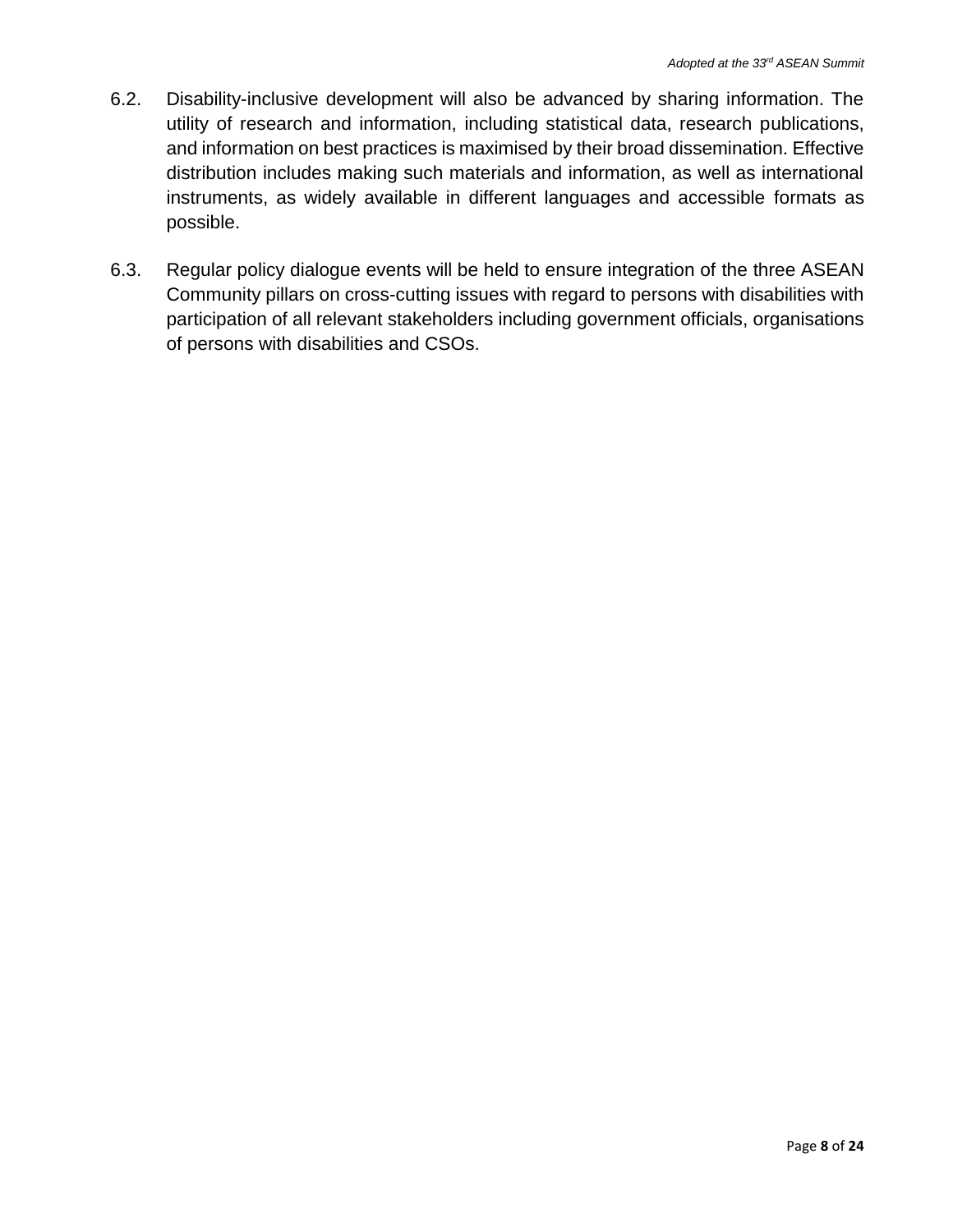6.2. Disability-inclusive development will also be advanced by sharing information. The utility of research and information, including statistical data, research publications, and information on best practices is maximised by their broad dissemination. Effective distribution includes making such materials and information, as well as international instruments, as widely available in different languages and accessible formats as possible.

6.3. Regular policy dialogue events will be held to ensure integration of the three ASEAN Community pillars on cross-cutting issues with regard to persons with disabilities with participation of all relevant stakeholders including government officials, organisations of persons with disabilities and CSOs.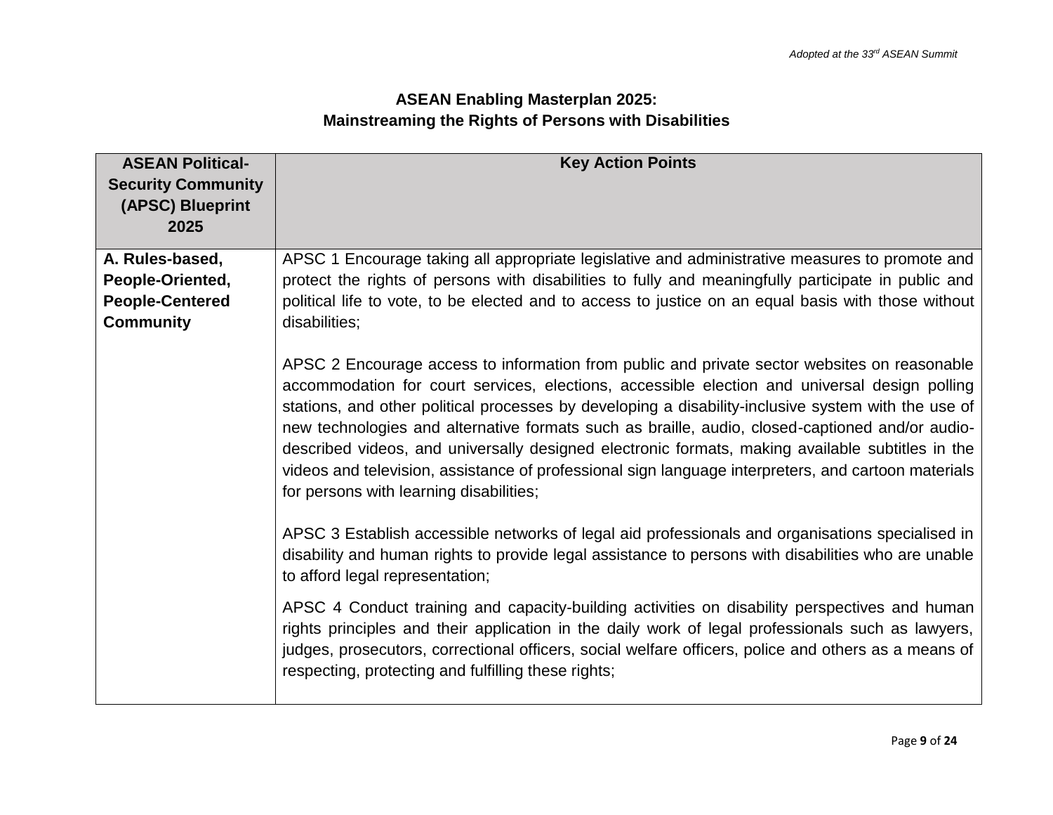## ASEAN Enabling Masterplan 2025: Mainstreaming the Rights of Persons with Disabilities

| ASEAN Political-Security Community (APSC) Blueprint 2025 | Key Action Points |
|---|---|
| **A. Rules-based, People-Oriented, People-Centered Community** | APSC 1 Encourage taking all appropriate legislative and administrative measures to promote and protect the rights of persons with disabilities to fully and meaningfully participate in public and political life to vote, to be elected and to access to justice on an equal basis with those without disabilities;<br><br>APSC 2 Encourage access to information from public and private sector websites on reasonable accommodation for court services, elections, accessible election and universal design polling stations, and other political processes by developing a disability-inclusive system with the use of new technologies and alternative formats such as braille, audio, closed-captioned and/or audio-described videos, and universally designed electronic formats, making available subtitles in the videos and television, assistance of professional sign language interpreters, and cartoon materials for persons with learning disabilities;<br><br>APSC 3 Establish accessible networks of legal aid professionals and organisations specialised in disability and human rights to provide legal assistance to persons with disabilities who are unable to afford legal representation;<br><br>APSC 4 Conduct training and capacity-building activities on disability perspectives and human rights principles and their application in the daily work of legal professionals such as lawyers, judges, prosecutors, correctional officers, social welfare officers, police and others as a means of respecting, protecting and fulfilling these rights; |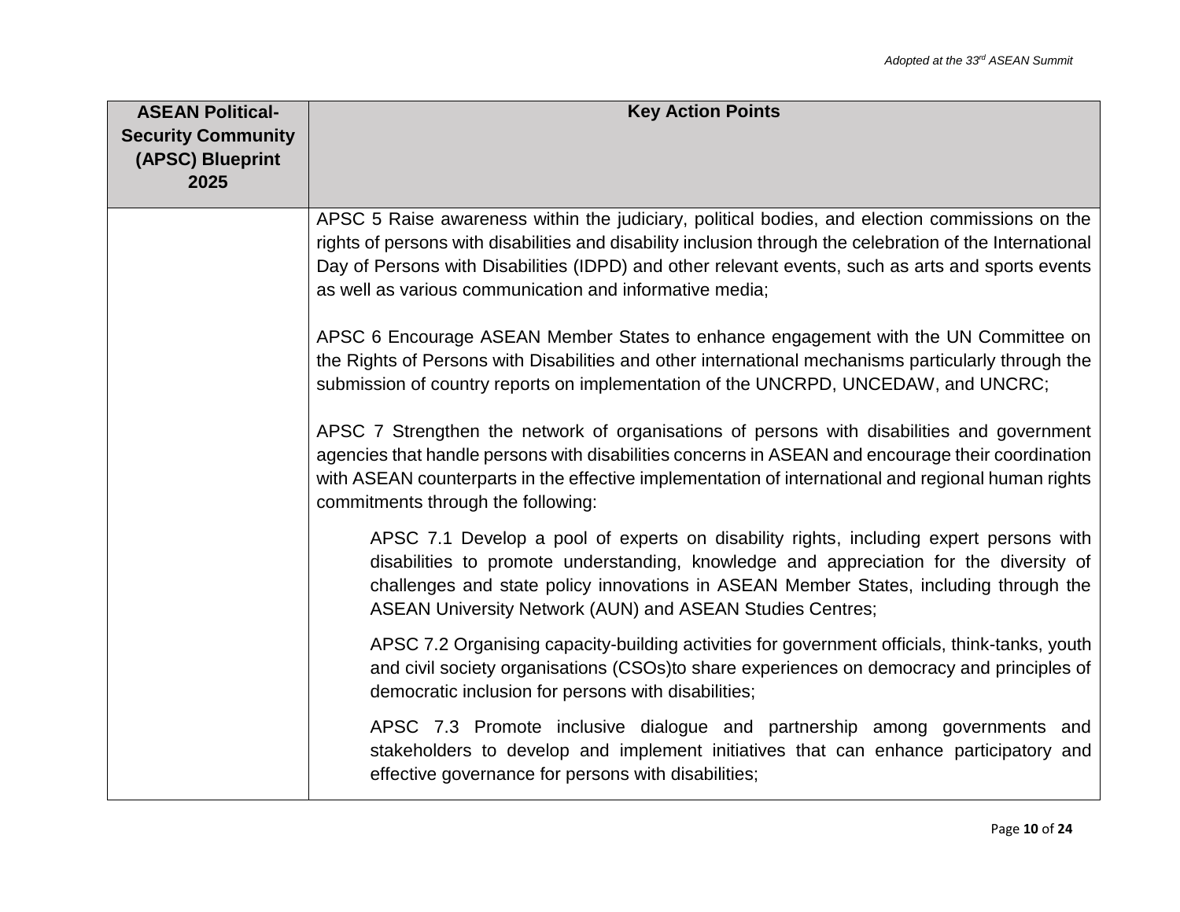| ASEAN Political-Security Community (APSC) Blueprint 2025 | Key Action Points |
|---|---|
| | APSC 5 Raise awareness within the judiciary, political bodies, and election commissions on the rights of persons with disabilities and disability inclusion through the celebration of the International Day of Persons with Disabilities (IDPD) and other relevant events, such as arts and sports events as well as various communication and informative media;<br><br>APSC 6 Encourage ASEAN Member States to enhance engagement with the UN Committee on the Rights of Persons with Disabilities and other international mechanisms particularly through the submission of country reports on implementation of the UNCRPD, UNCEDAW, and UNCRC;<br><br>APSC 7 Strengthen the network of organisations of persons with disabilities and government agencies that handle persons with disabilities concerns in ASEAN and encourage their coordination with ASEAN counterparts in the effective implementation of international and regional human rights commitments through the following:<br><br>APSC 7.1 Develop a pool of experts on disability rights, including expert persons with disabilities to promote understanding, knowledge and appreciation for the diversity of challenges and state policy innovations in ASEAN Member States, including through the ASEAN University Network (AUN) and ASEAN Studies Centres;<br><br>APSC 7.2 Organising capacity-building activities for government officials, think-tanks, youth and civil society organisations (CSOs)to share experiences on democracy and principles of democratic inclusion for persons with disabilities;<br><br>APSC 7.3 Promote inclusive dialogue and partnership among governments and stakeholders to develop and implement initiatives that can enhance participatory and effective governance for persons with disabilities; |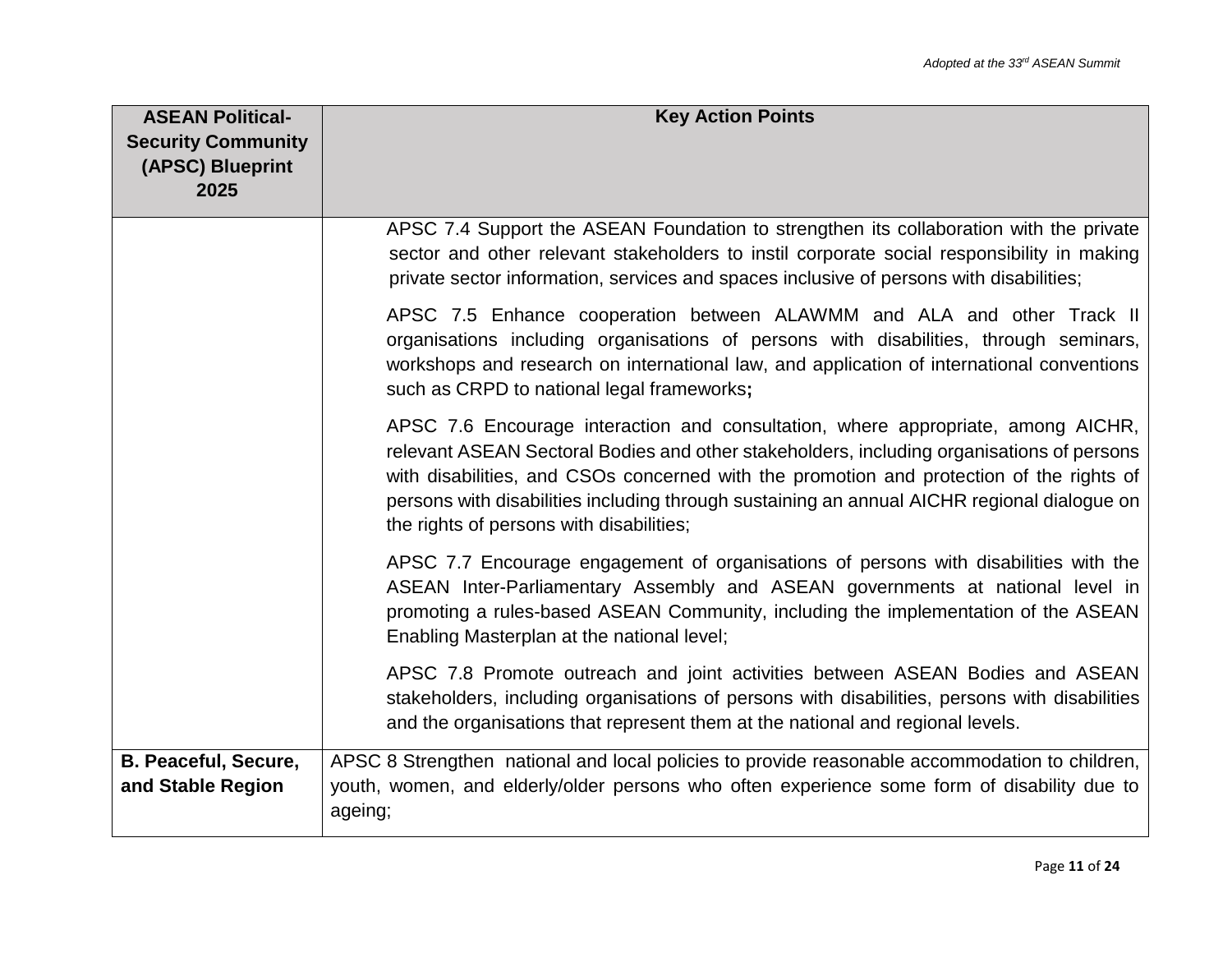| ASEAN Political-Security Community (APSC) Blueprint 2025 | Key Action Points |
| --- | --- |
| | APSC 7.4 Support the ASEAN Foundation to strengthen its collaboration with the private sector and other relevant stakeholders to instil corporate social responsibility in making private sector information, services and spaces inclusive of persons with disabilities;<br><br>APSC 7.5 Enhance cooperation between ALAWMM and ALA and other Track II organisations including organisations of persons with disabilities, through seminars, workshops and research on international law, and application of international conventions such as CRPD to national legal frameworks**;**<br><br>APSC 7.6 Encourage interaction and consultation, where appropriate, among AICHR, relevant ASEAN Sectoral Bodies and other stakeholders, including organisations of persons with disabilities, and CSOs concerned with the promotion and protection of the rights of persons with disabilities including through sustaining an annual AICHR regional dialogue on the rights of persons with disabilities;<br><br>APSC 7.7 Encourage engagement of organisations of persons with disabilities with the ASEAN Inter-Parliamentary Assembly and ASEAN governments at national level in promoting a rules-based ASEAN Community, including the implementation of the ASEAN Enabling Masterplan at the national level;<br><br>APSC 7.8 Promote outreach and joint activities between ASEAN Bodies and ASEAN stakeholders, including organisations of persons with disabilities, persons with disabilities and the organisations that represent them at the national and regional levels. |
| **B. Peaceful, Secure, and Stable Region** | APSC 8 Strengthen national and local policies to provide reasonable accommodation to children, youth, women, and elderly/older persons who often experience some form of disability due to ageing; |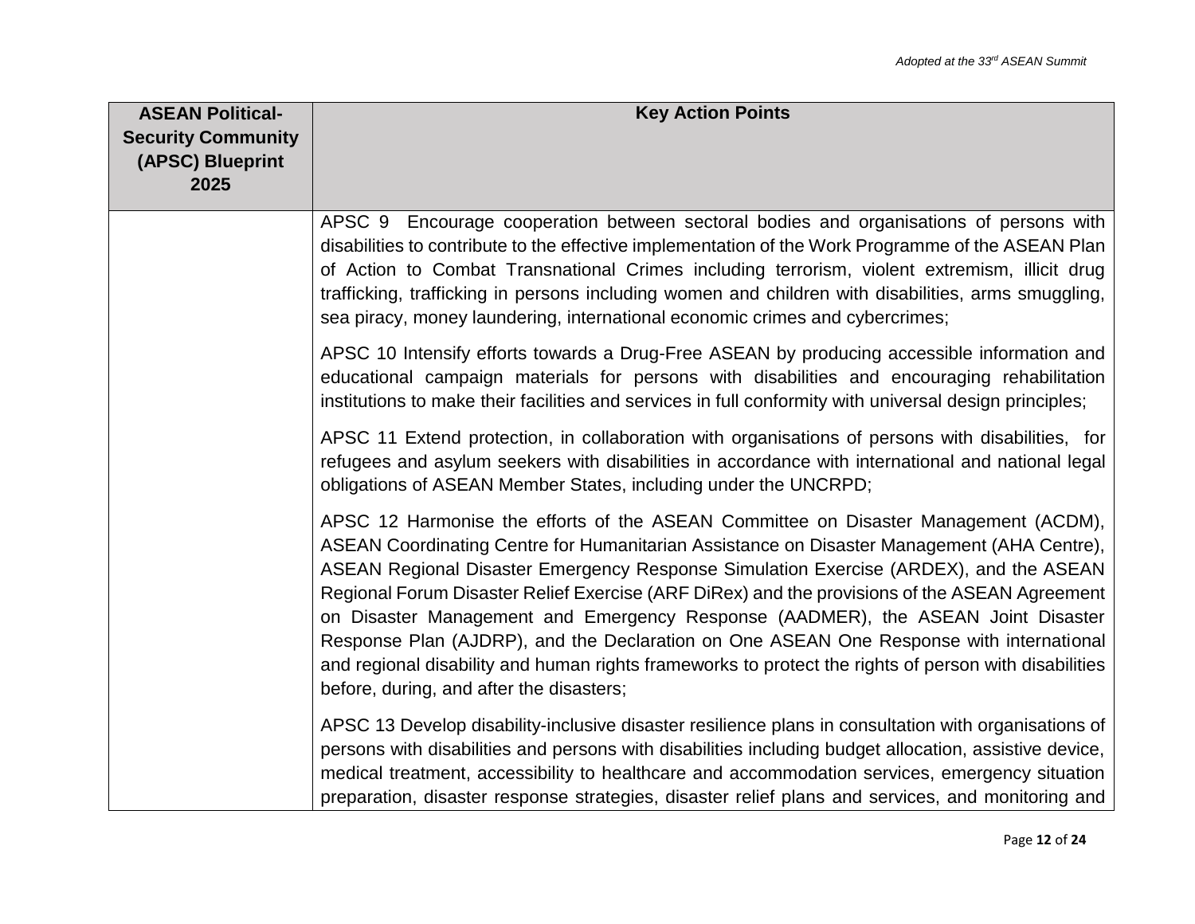| ASEAN Political-Security Community (APSC) Blueprint 2025 | Key Action Points |
|---|---|
| | APSC 9 Encourage cooperation between sectoral bodies and organisations of persons with disabilities to contribute to the effective implementation of the Work Programme of the ASEAN Plan of Action to Combat Transnational Crimes including terrorism, violent extremism, illicit drug trafficking, trafficking in persons including women and children with disabilities, arms smuggling, sea piracy, money laundering, international economic crimes and cybercrimes;<br><br>APSC 10 Intensify efforts towards a Drug-Free ASEAN by producing accessible information and educational campaign materials for persons with disabilities and encouraging rehabilitation institutions to make their facilities and services in full conformity with universal design principles;<br><br>APSC 11 Extend protection, in collaboration with organisations of persons with disabilities, for refugees and asylum seekers with disabilities in accordance with international and national legal obligations of ASEAN Member States, including under the UNCRPD;<br><br>APSC 12 Harmonise the efforts of the ASEAN Committee on Disaster Management (ACDM), ASEAN Coordinating Centre for Humanitarian Assistance on Disaster Management (AHA Centre), ASEAN Regional Disaster Emergency Response Simulation Exercise (ARDEX), and the ASEAN Regional Forum Disaster Relief Exercise (ARF DiRex) and the provisions of the ASEAN Agreement on Disaster Management and Emergency Response (AADMER), the ASEAN Joint Disaster Response Plan (AJDRP), and the Declaration on One ASEAN One Response with international and regional disability and human rights frameworks to protect the rights of person with disabilities before, during, and after the disasters;<br><br>APSC 13 Develop disability-inclusive disaster resilience plans in consultation with organisations of persons with disabilities and persons with disabilities including budget allocation, assistive device, medical treatment, accessibility to healthcare and accommodation services, emergency situation preparation, disaster response strategies, disaster relief plans and services, and monitoring and |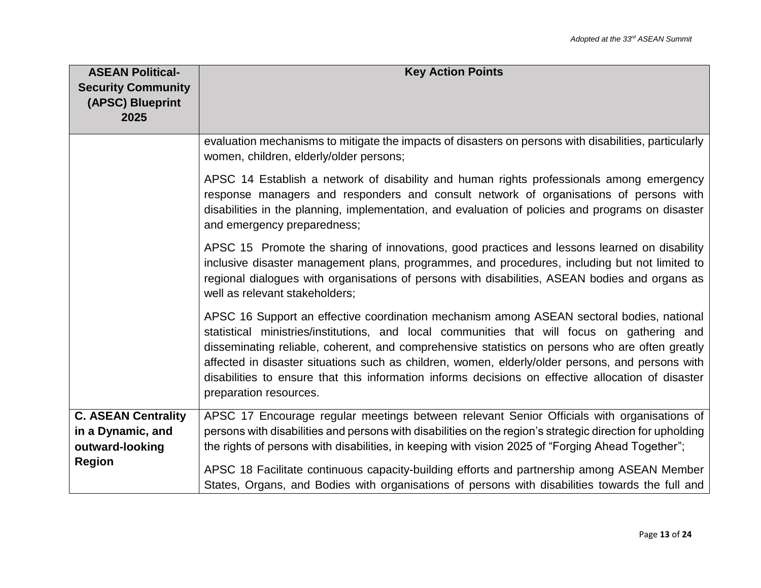| ASEAN Political-Security Community (APSC) Blueprint 2025 | Key Action Points |
|---|---|
| | evaluation mechanisms to mitigate the impacts of disasters on persons with disabilities, particularly women, children, elderly/older persons;<br><br>APSC 14 Establish a network of disability and human rights professionals among emergency response managers and responders and consult network of organisations of persons with disabilities in the planning, implementation, and evaluation of policies and programs on disaster and emergency preparedness;<br><br>APSC 15 Promote the sharing of innovations, good practices and lessons learned on disability inclusive disaster management plans, programmes, and procedures, including but not limited to regional dialogues with organisations of persons with disabilities, ASEAN bodies and organs as well as relevant stakeholders;<br><br>APSC 16 Support an effective coordination mechanism among ASEAN sectoral bodies, national statistical ministries/institutions, and local communities that will focus on gathering and disseminating reliable, coherent, and comprehensive statistics on persons who are often greatly affected in disaster situations such as children, women, elderly/older persons, and persons with disabilities to ensure that this information informs decisions on effective allocation of disaster preparation resources. |
| **C. ASEAN Centrality in a Dynamic, and outward-looking Region** | APSC 17 Encourage regular meetings between relevant Senior Officials with organisations of persons with disabilities and persons with disabilities on the region's strategic direction for upholding the rights of persons with disabilities, in keeping with vision 2025 of "Forging Ahead Together";<br><br>APSC 18 Facilitate continuous capacity-building efforts and partnership among ASEAN Member States, Organs, and Bodies with organisations of persons with disabilities towards the full and |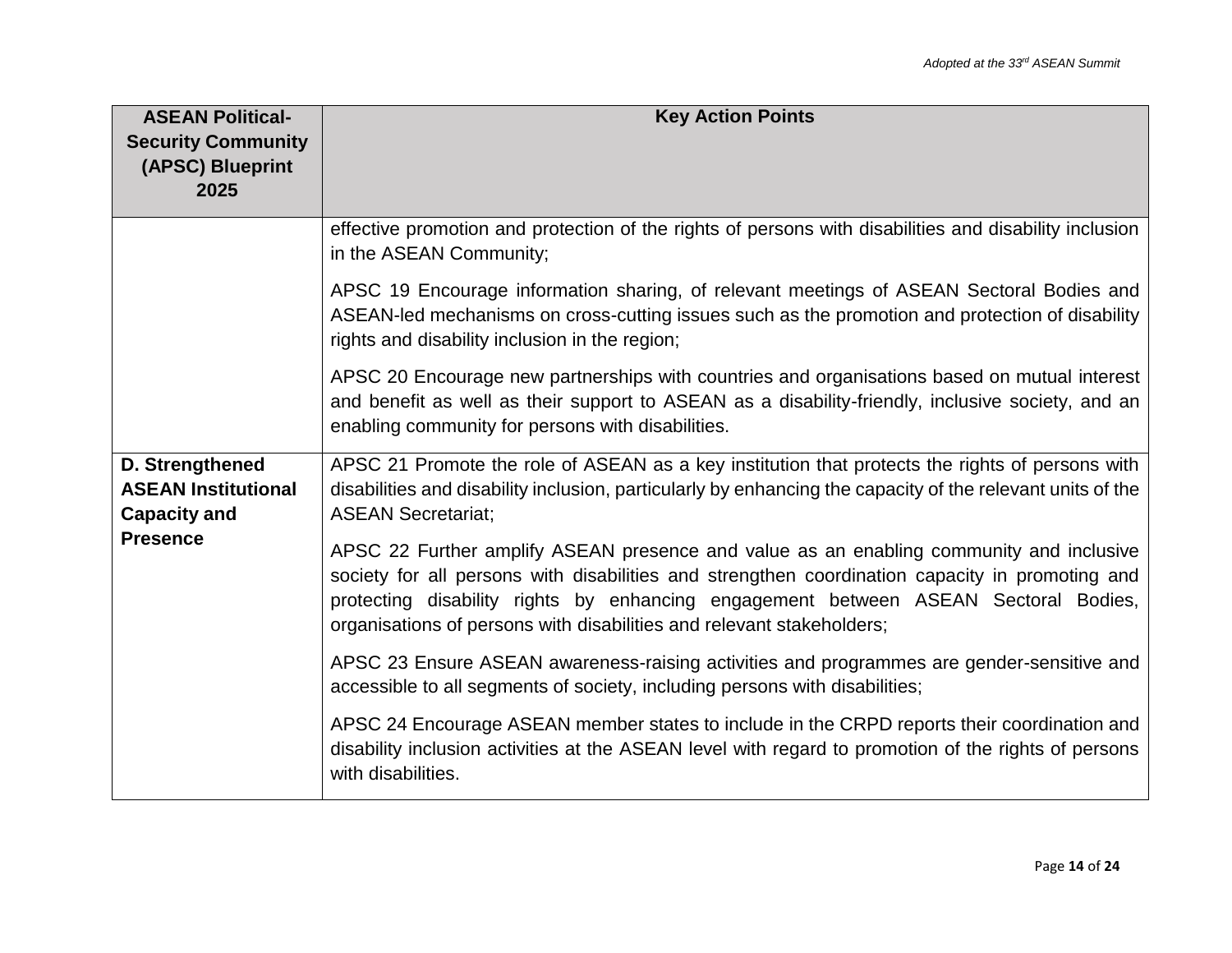| ASEAN Political-Security Community (APSC) Blueprint 2025 | Key Action Points |
|---|---|
| | effective promotion and protection of the rights of persons with disabilities and disability inclusion in the ASEAN Community;<br><br>APSC 19 Encourage information sharing, of relevant meetings of ASEAN Sectoral Bodies and ASEAN-led mechanisms on cross-cutting issues such as the promotion and protection of disability rights and disability inclusion in the region;<br><br>APSC 20 Encourage new partnerships with countries and organisations based on mutual interest and benefit as well as their support to ASEAN as a disability-friendly, inclusive society, and an enabling community for persons with disabilities. |
| **D. Strengthened ASEAN Institutional Capacity and Presence** | APSC 21 Promote the role of ASEAN as a key institution that protects the rights of persons with disabilities and disability inclusion, particularly by enhancing the capacity of the relevant units of the ASEAN Secretariat;<br><br>APSC 22 Further amplify ASEAN presence and value as an enabling community and inclusive society for all persons with disabilities and strengthen coordination capacity in promoting and protecting disability rights by enhancing engagement between ASEAN Sectoral Bodies, organisations of persons with disabilities and relevant stakeholders;<br><br>APSC 23 Ensure ASEAN awareness-raising activities and programmes are gender-sensitive and accessible to all segments of society, including persons with disabilities;<br><br>APSC 24 Encourage ASEAN member states to include in the CRPD reports their coordination and disability inclusion activities at the ASEAN level with regard to promotion of the rights of persons with disabilities. |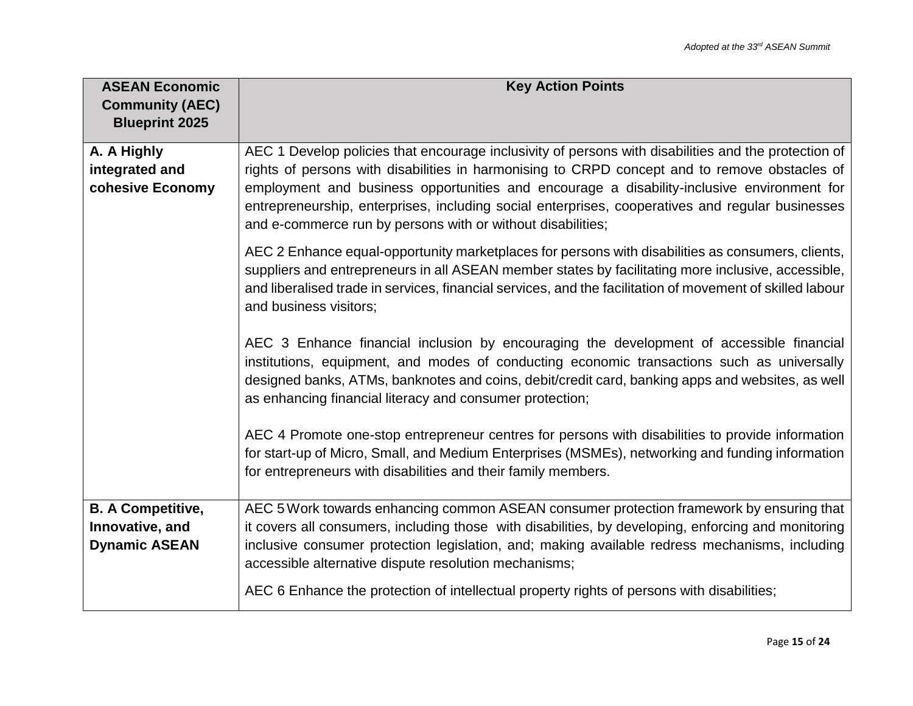| ASEAN Economic Community (AEC) Blueprint 2025 | Key Action Points |
|---|---|
| **A. A Highly integrated and cohesive Economy** | AEC 1 Develop policies that encourage inclusivity of persons with disabilities and the protection of rights of persons with disabilities in harmonising to CRPD concept and to remove obstacles of employment and business opportunities and encourage a disability-inclusive environment for entrepreneurship, enterprises, including social enterprises, cooperatives and regular businesses and e-commerce run by persons with or without disabilities;<br><br>AEC 2 Enhance equal-opportunity marketplaces for persons with disabilities as consumers, clients, suppliers and entrepreneurs in all ASEAN member states by facilitating more inclusive, accessible, and liberalised trade in services, financial services, and the facilitation of movement of skilled labour and business visitors;<br><br>AEC 3 Enhance financial inclusion by encouraging the development of accessible financial institutions, equipment, and modes of conducting economic transactions such as universally designed banks, ATMs, banknotes and coins, debit/credit card, banking apps and websites, as well as enhancing financial literacy and consumer protection;<br><br>AEC 4 Promote one-stop entrepreneur centres for persons with disabilities to provide information for start-up of Micro, Small, and Medium Enterprises (MSMEs), networking and funding information for entrepreneurs with disabilities and their family members. |
| **B. A Competitive, Innovative, and Dynamic ASEAN** | AEC 5 Work towards enhancing common ASEAN consumer protection framework by ensuring that it covers all consumers, including those with disabilities, by developing, enforcing and monitoring inclusive consumer protection legislation, and; making available redress mechanisms, including accessible alternative dispute resolution mechanisms;<br><br>AEC 6 Enhance the protection of intellectual property rights of persons with disabilities; |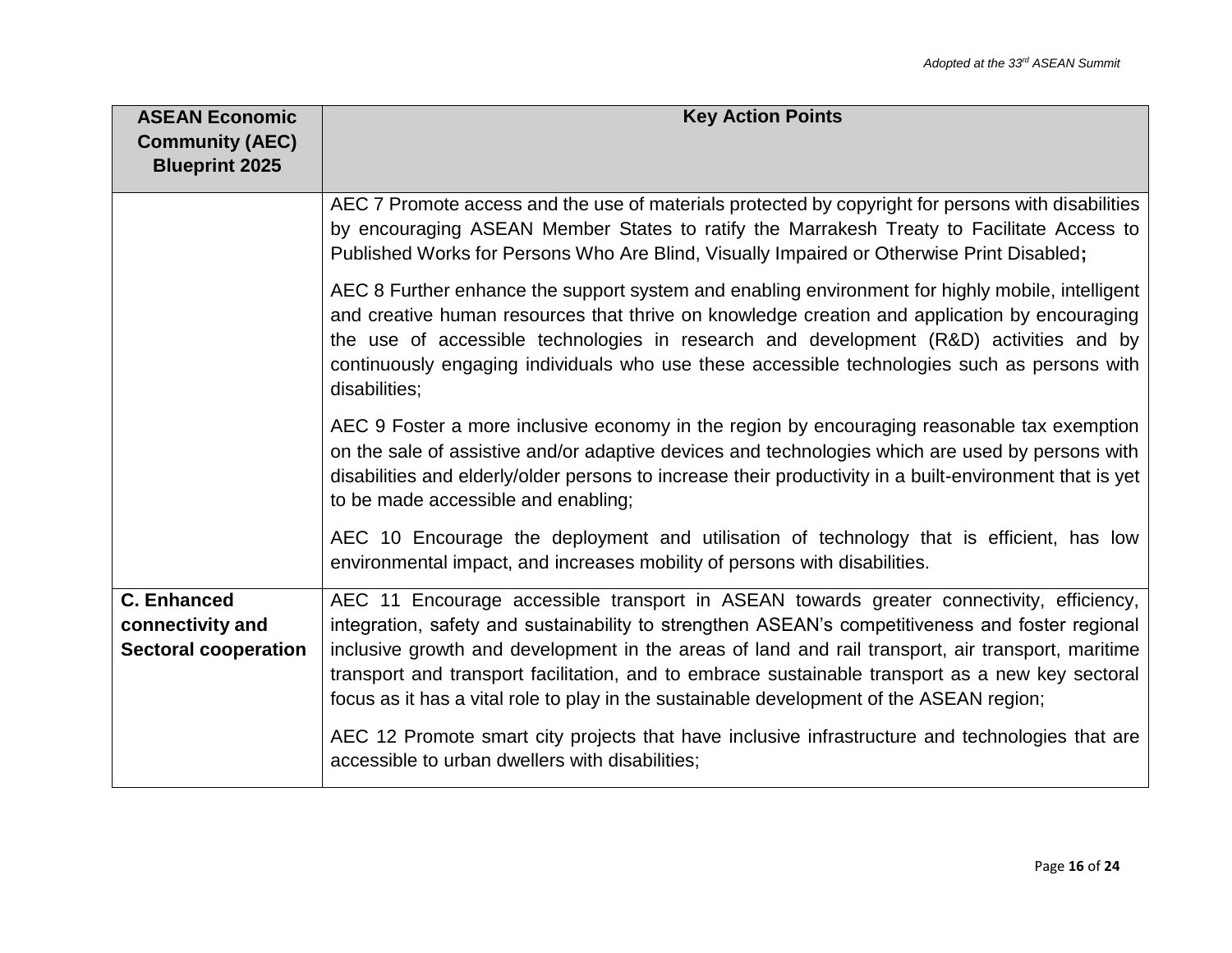| ASEAN Economic Community (AEC) Blueprint 2025 | Key Action Points |
|---|---|
| | AEC 7 Promote access and the use of materials protected by copyright for persons with disabilities by encouraging ASEAN Member States to ratify the Marrakesh Treaty to Facilitate Access to Published Works for Persons Who Are Blind, Visually Impaired or Otherwise Print Disabled**;**<br><br>AEC 8 Further enhance the support system and enabling environment for highly mobile, intelligent and creative human resources that thrive on knowledge creation and application by encouraging the use of accessible technologies in research and development (R&D) activities and by continuously engaging individuals who use these accessible technologies such as persons with disabilities;<br><br>AEC 9 Foster a more inclusive economy in the region by encouraging reasonable tax exemption on the sale of assistive and/or adaptive devices and technologies which are used by persons with disabilities and elderly/older persons to increase their productivity in a built-environment that is yet to be made accessible and enabling;<br><br>AEC 10 Encourage the deployment and utilisation of technology that is efficient, has low environmental impact, and increases mobility of persons with disabilities. |
| **C. Enhanced connectivity and Sectoral cooperation** | AEC 11 Encourage accessible transport in ASEAN towards greater connectivity, efficiency, integration, safety and sustainability to strengthen ASEAN's competitiveness and foster regional inclusive growth and development in the areas of land and rail transport, air transport, maritime transport and transport facilitation, and to embrace sustainable transport as a new key sectoral focus as it has a vital role to play in the sustainable development of the ASEAN region;<br><br>AEC 12 Promote smart city projects that have inclusive infrastructure and technologies that are accessible to urban dwellers with disabilities; |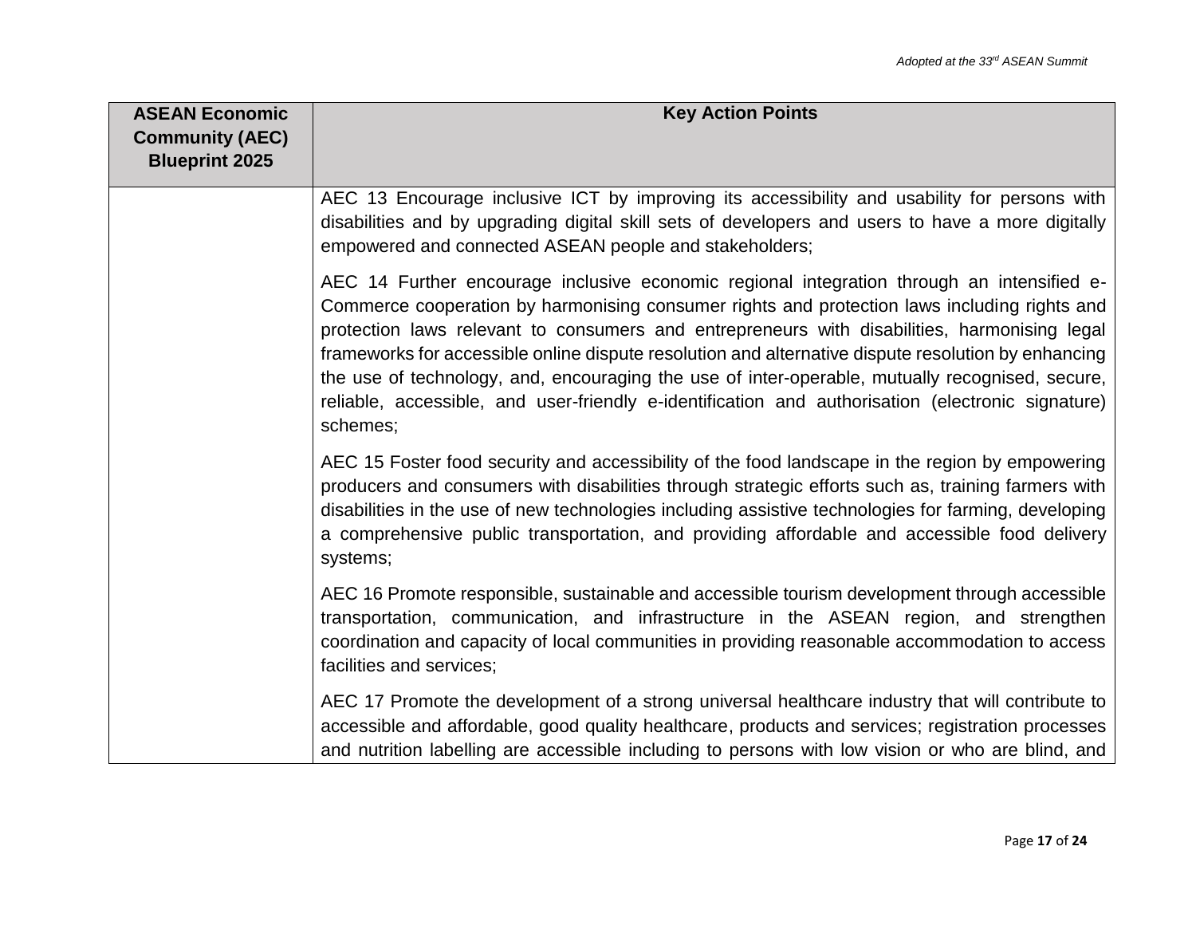| ASEAN Economic Community (AEC) Blueprint 2025 | Key Action Points |
|---|---|
| | AEC 13 Encourage inclusive ICT by improving its accessibility and usability for persons with disabilities and by upgrading digital skill sets of developers and users to have a more digitally empowered and connected ASEAN people and stakeholders;<br><br>AEC 14 Further encourage inclusive economic regional integration through an intensified e-Commerce cooperation by harmonising consumer rights and protection laws including rights and protection laws relevant to consumers and entrepreneurs with disabilities, harmonising legal frameworks for accessible online dispute resolution and alternative dispute resolution by enhancing the use of technology, and, encouraging the use of inter-operable, mutually recognised, secure, reliable, accessible, and user-friendly e-identification and authorisation (electronic signature) schemes;<br><br>AEC 15 Foster food security and accessibility of the food landscape in the region by empowering producers and consumers with disabilities through strategic efforts such as, training farmers with disabilities in the use of new technologies including assistive technologies for farming, developing a comprehensive public transportation, and providing affordable and accessible food delivery systems;<br><br>AEC 16 Promote responsible, sustainable and accessible tourism development through accessible transportation, communication, and infrastructure in the ASEAN region, and strengthen coordination and capacity of local communities in providing reasonable accommodation to access facilities and services;<br><br>AEC 17 Promote the development of a strong universal healthcare industry that will contribute to accessible and affordable, good quality healthcare, products and services; registration processes and nutrition labelling are accessible including to persons with low vision or who are blind, and |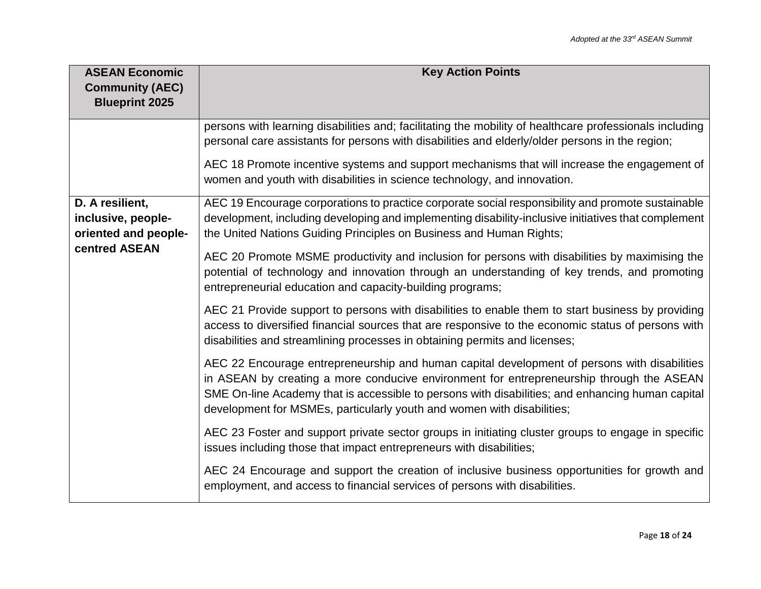| ASEAN Economic Community (AEC) Blueprint 2025 | Key Action Points |
|---|---|
| | persons with learning disabilities and; facilitating the mobility of healthcare professionals including personal care assistants for persons with disabilities and elderly/older persons in the region;<br><br>AEC 18 Promote incentive systems and support mechanisms that will increase the engagement of women and youth with disabilities in science technology, and innovation. |
| **D. A resilient, inclusive, people-oriented and people-centred ASEAN** | AEC 19 Encourage corporations to practice corporate social responsibility and promote sustainable development, including developing and implementing disability-inclusive initiatives that complement the United Nations Guiding Principles on Business and Human Rights;<br><br>AEC 20 Promote MSME productivity and inclusion for persons with disabilities by maximising the potential of technology and innovation through an understanding of key trends, and promoting entrepreneurial education and capacity-building programs;<br><br>AEC 21 Provide support to persons with disabilities to enable them to start business by providing access to diversified financial sources that are responsive to the economic status of persons with disabilities and streamlining processes in obtaining permits and licenses;<br><br>AEC 22 Encourage entrepreneurship and human capital development of persons with disabilities in ASEAN by creating a more conducive environment for entrepreneurship through the ASEAN SME On-line Academy that is accessible to persons with disabilities; and enhancing human capital development for MSMEs, particularly youth and women with disabilities;<br><br>AEC 23 Foster and support private sector groups in initiating cluster groups to engage in specific issues including those that impact entrepreneurs with disabilities;<br><br>AEC 24 Encourage and support the creation of inclusive business opportunities for growth and employment, and access to financial services of persons with disabilities. |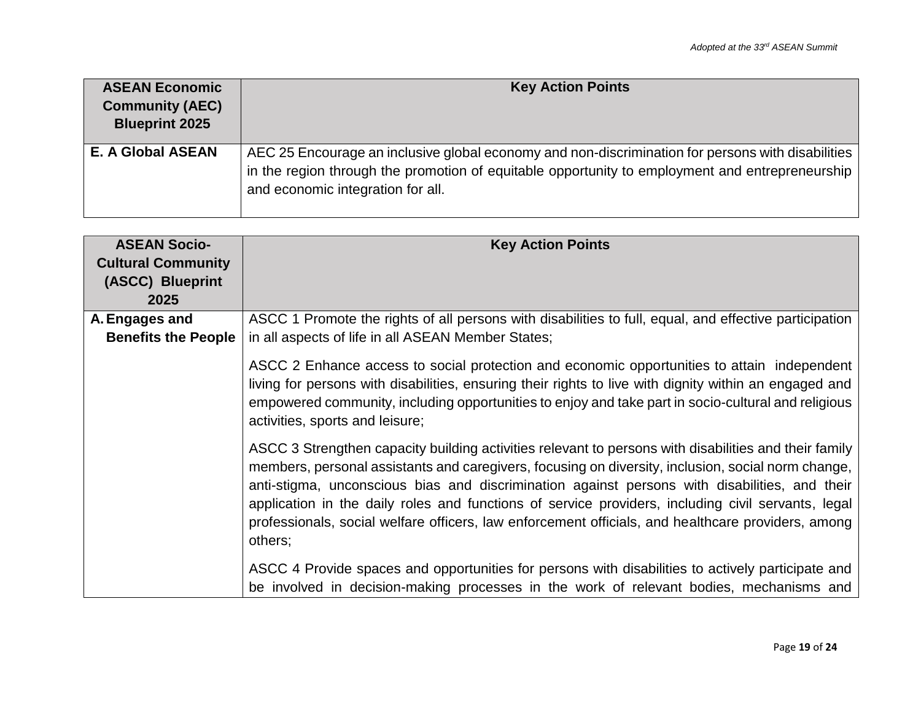| ASEAN Economic Community (AEC) Blueprint 2025 | Key Action Points |
| --- | --- |
| **E. A Global ASEAN** | AEC 25 Encourage an inclusive global economy and non-discrimination for persons with disabilities in the region through the promotion of equitable opportunity to employment and entrepreneurship and economic integration for all. |

| ASEAN Socio-Cultural Community (ASCC) Blueprint 2025 | Key Action Points |
| --- | --- |
| **A. Engages and Benefits the People** | ASCC 1 Promote the rights of all persons with disabilities to full, equal, and effective participation in all aspects of life in all ASEAN Member States;<br><br>ASCC 2 Enhance access to social protection and economic opportunities to attain independent living for persons with disabilities, ensuring their rights to live with dignity within an engaged and empowered community, including opportunities to enjoy and take part in socio-cultural and religious activities, sports and leisure;<br><br>ASCC 3 Strengthen capacity building activities relevant to persons with disabilities and their family members, personal assistants and caregivers, focusing on diversity, inclusion, social norm change, anti-stigma, unconscious bias and discrimination against persons with disabilities, and their application in the daily roles and functions of service providers, including civil servants, legal professionals, social welfare officers, law enforcement officials, and healthcare providers, among others;<br><br>ASCC 4 Provide spaces and opportunities for persons with disabilities to actively participate and be involved in decision-making processes in the work of relevant bodies, mechanisms and |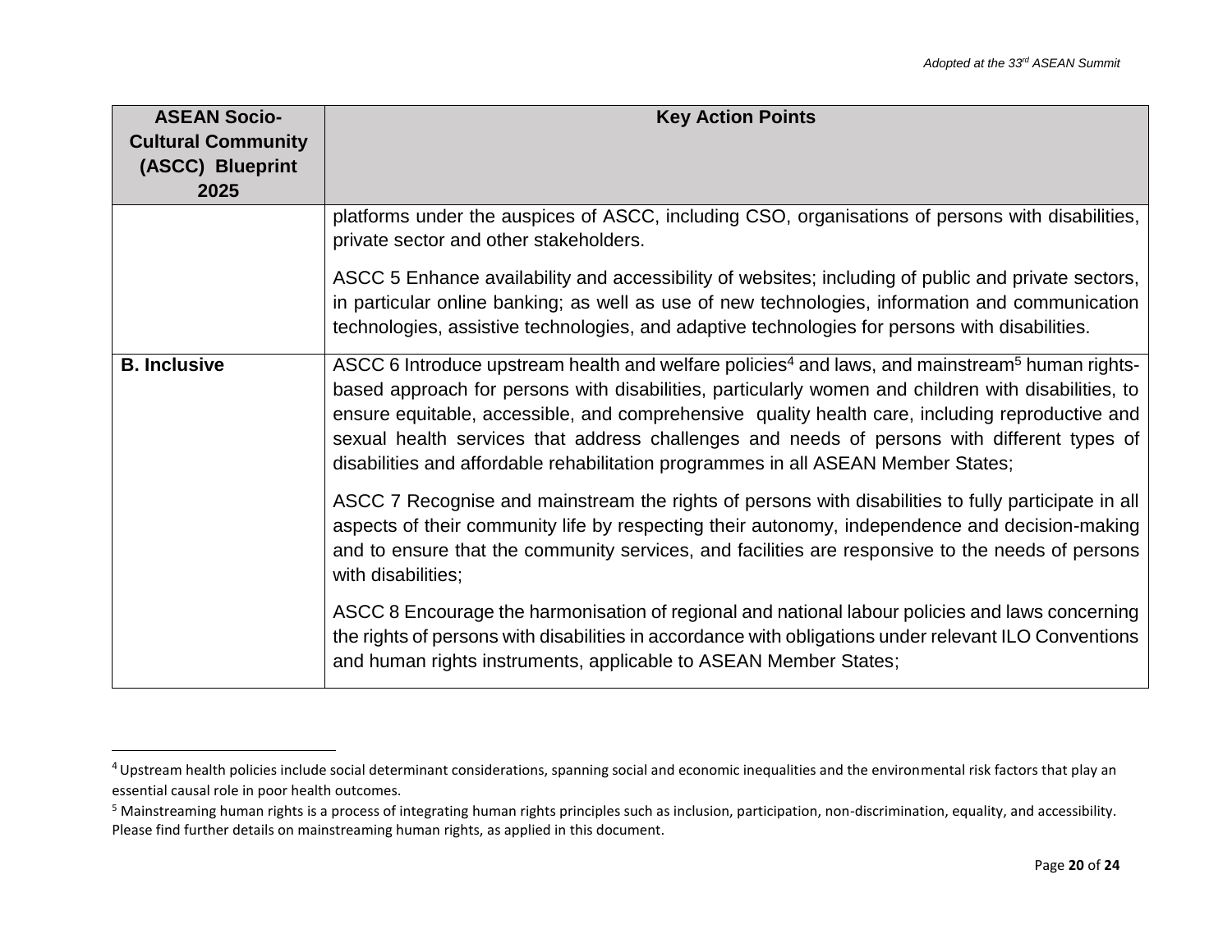| ASEAN Socio-Cultural Community (ASCC) Blueprint 2025 | Key Action Points |
|---|---|
| | platforms under the auspices of ASCC, including CSO, organisations of persons with disabilities, private sector and other stakeholders.<br><br>ASCC 5 Enhance availability and accessibility of websites; including of public and private sectors, in particular online banking; as well as use of new technologies, information and communication technologies, assistive technologies, and adaptive technologies for persons with disabilities. |
| **B. Inclusive** | ASCC 6 Introduce upstream health and welfare policies[4] and laws, and mainstream[5] human rights-based approach for persons with disabilities, particularly women and children with disabilities, to ensure equitable, accessible, and comprehensive quality health care, including reproductive and sexual health services that address challenges and needs of persons with different types of disabilities and affordable rehabilitation programmes in all ASEAN Member States;<br><br>ASCC 7 Recognise and mainstream the rights of persons with disabilities to fully participate in all aspects of their community life by respecting their autonomy, independence and decision-making and to ensure that the community services, and facilities are responsive to the needs of persons with disabilities;<br><br>ASCC 8 Encourage the harmonisation of regional and national labour policies and laws concerning the rights of persons with disabilities in accordance with obligations under relevant ILO Conventions and human rights instruments, applicable to ASEAN Member States; |

[4] Upstream health policies include social determinant considerations, spanning social and economic inequalities and the environmental risk factors that play an essential causal role in poor health outcomes.

[5] Mainstreaming human rights is a process of integrating human rights principles such as inclusion, participation, non-discrimination, equality, and accessibility. Please find further details on mainstreaming human rights, as applied in this document.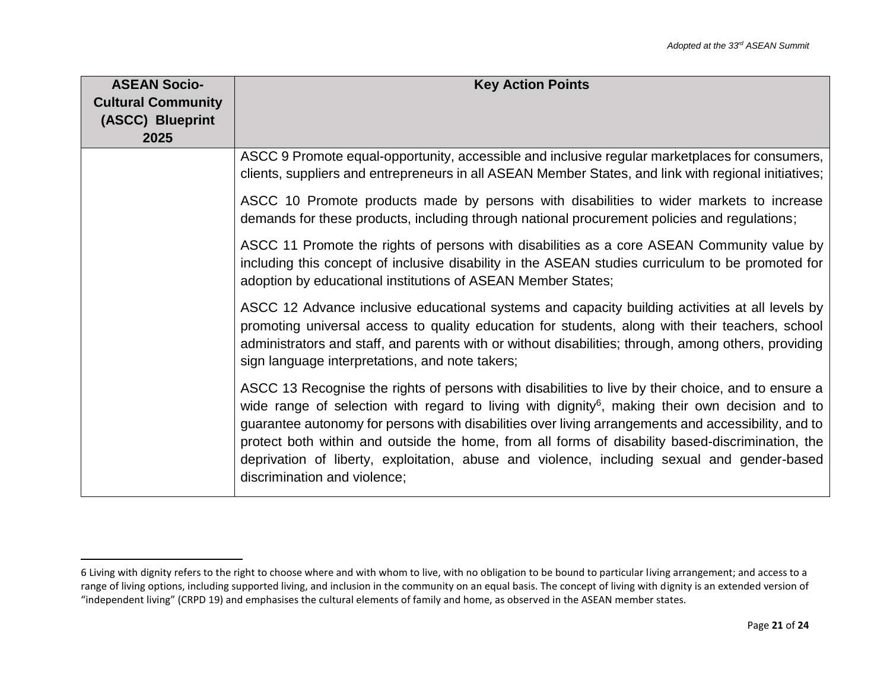| ASEAN Socio-Cultural Community (ASCC) Blueprint 2025 | Key Action Points |
|---|---|
| | ASCC 9 Promote equal-opportunity, accessible and inclusive regular marketplaces for consumers, clients, suppliers and entrepreneurs in all ASEAN Member States, and link with regional initiatives;<br><br>ASCC 10 Promote products made by persons with disabilities to wider markets to increase demands for these products, including through national procurement policies and regulations;<br><br>ASCC 11 Promote the rights of persons with disabilities as a core ASEAN Community value by including this concept of inclusive disability in the ASEAN studies curriculum to be promoted for adoption by educational institutions of ASEAN Member States;<br><br>ASCC 12 Advance inclusive educational systems and capacity building activities at all levels by promoting universal access to quality education for students, along with their teachers, school administrators and staff, and parents with or without disabilities; through, among others, providing sign language interpretations, and note takers;<br><br>ASCC 13 Recognise the rights of persons with disabilities to live by their choice, and to ensure a wide range of selection with regard to living with dignity[6], making their own decision and to guarantee autonomy for persons with disabilities over living arrangements and accessibility, and to protect both within and outside the home, from all forms of disability based-discrimination, the deprivation of liberty, exploitation, abuse and violence, including sexual and gender-based discrimination and violence; |

6 Living with dignity refers to the right to choose where and with whom to live, with no obligation to be bound to particular living arrangement; and access to a range of living options, including supported living, and inclusion in the community on an equal basis. The concept of living with dignity is an extended version of "independent living" (CRPD 19) and emphasises the cultural elements of family and home, as observed in the ASEAN member states.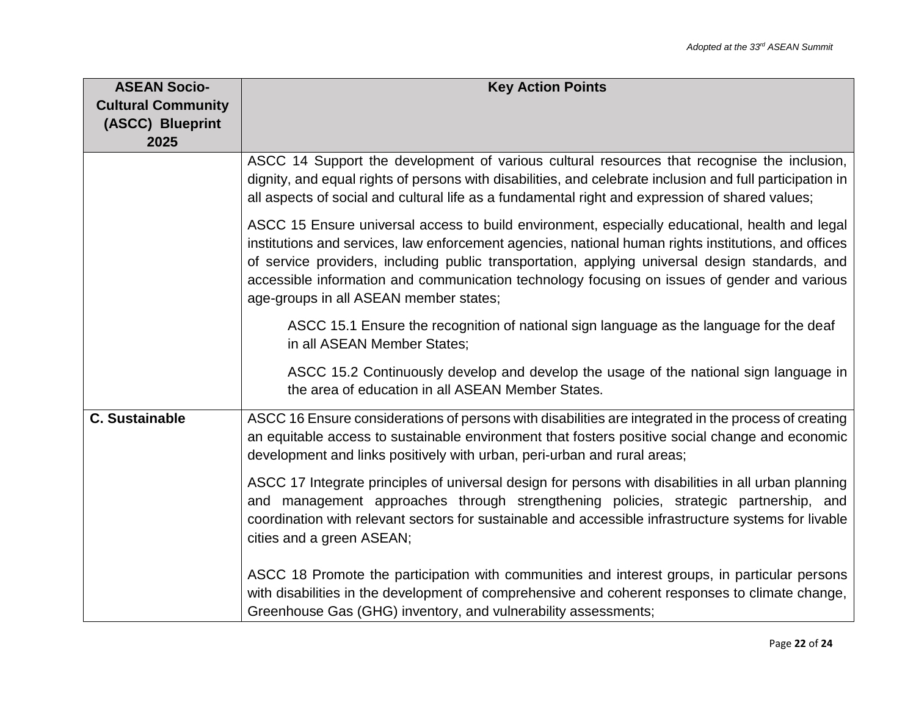| ASEAN Socio-Cultural Community (ASCC) Blueprint 2025 | Key Action Points |
| --- | --- |
| | ASCC 14 Support the development of various cultural resources that recognise the inclusion, dignity, and equal rights of persons with disabilities, and celebrate inclusion and full participation in all aspects of social and cultural life as a fundamental right and expression of shared values;<br><br>ASCC 15 Ensure universal access to build environment, especially educational, health and legal institutions and services, law enforcement agencies, national human rights institutions, and offices of service providers, including public transportation, applying universal design standards, and accessible information and communication technology focusing on issues of gender and various age-groups in all ASEAN member states;<br><br>ASCC 15.1 Ensure the recognition of national sign language as the language for the deaf in all ASEAN Member States;<br><br>ASCC 15.2 Continuously develop and develop the usage of the national sign language in the area of education in all ASEAN Member States. |
| **C. Sustainable** | ASCC 16 Ensure considerations of persons with disabilities are integrated in the process of creating an equitable access to sustainable environment that fosters positive social change and economic development and links positively with urban, peri-urban and rural areas;<br><br>ASCC 17 Integrate principles of universal design for persons with disabilities in all urban planning and management approaches through strengthening policies, strategic partnership, and coordination with relevant sectors for sustainable and accessible infrastructure systems for livable cities and a green ASEAN;<br><br>ASCC 18 Promote the participation with communities and interest groups, in particular persons with disabilities in the development of comprehensive and coherent responses to climate change, Greenhouse Gas (GHG) inventory, and vulnerability assessments; |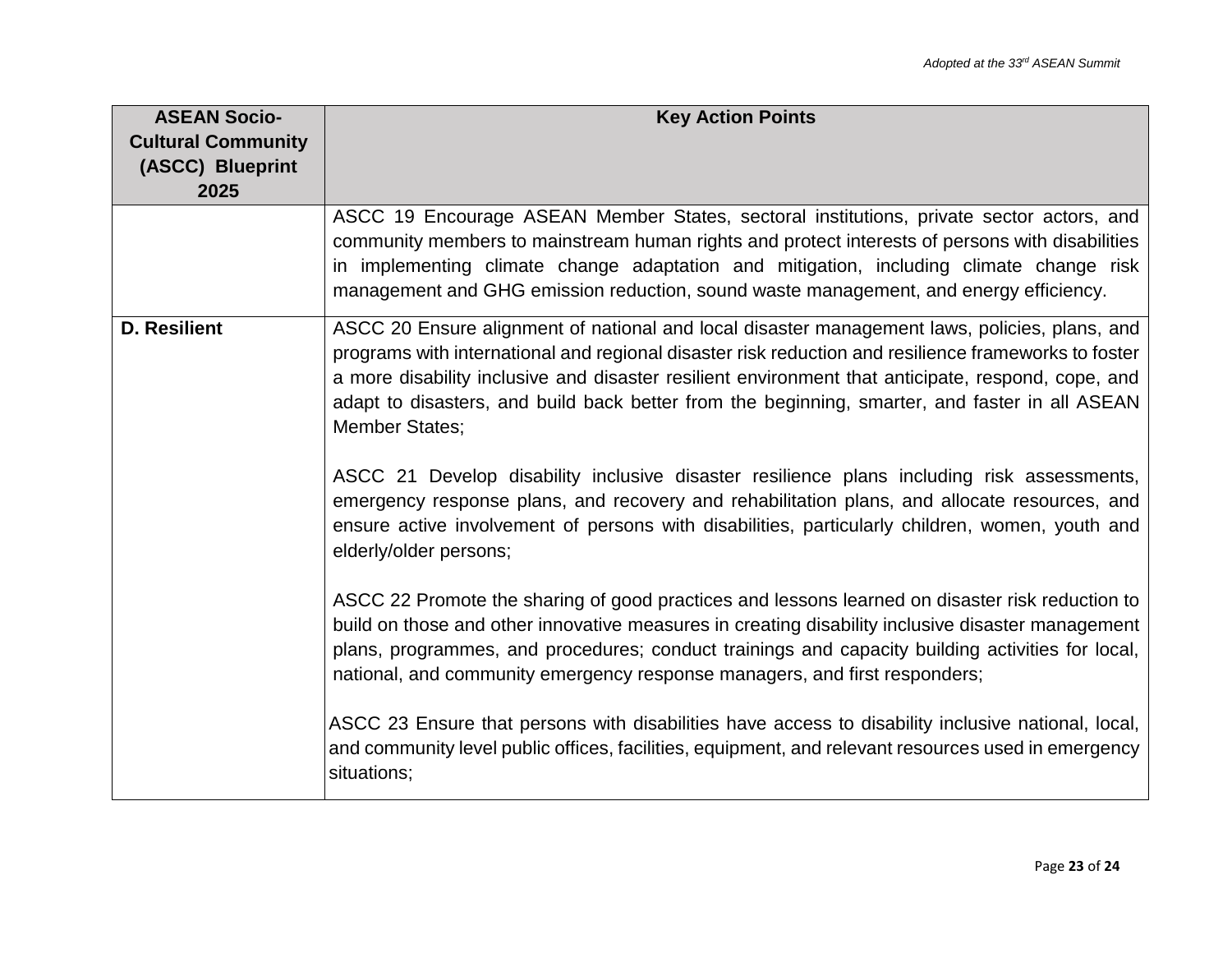| ASEAN Socio-Cultural Community (ASCC) Blueprint 2025 | Key Action Points |
|---|---|
| | ASCC 19 Encourage ASEAN Member States, sectoral institutions, private sector actors, and community members to mainstream human rights and protect interests of persons with disabilities in implementing climate change adaptation and mitigation, including climate change risk management and GHG emission reduction, sound waste management, and energy efficiency. |
| **D. Resilient** | ASCC 20 Ensure alignment of national and local disaster management laws, policies, plans, and programs with international and regional disaster risk reduction and resilience frameworks to foster a more disability inclusive and disaster resilient environment that anticipate, respond, cope, and adapt to disasters, and build back better from the beginning, smarter, and faster in all ASEAN Member States;<br><br>ASCC 21 Develop disability inclusive disaster resilience plans including risk assessments, emergency response plans, and recovery and rehabilitation plans, and allocate resources, and ensure active involvement of persons with disabilities, particularly children, women, youth and elderly/older persons;<br><br>ASCC 22 Promote the sharing of good practices and lessons learned on disaster risk reduction to build on those and other innovative measures in creating disability inclusive disaster management plans, programmes, and procedures; conduct trainings and capacity building activities for local, national, and community emergency response managers, and first responders;<br><br>ASCC 23 Ensure that persons with disabilities have access to disability inclusive national, local, and community level public offices, facilities, equipment, and relevant resources used in emergency situations; |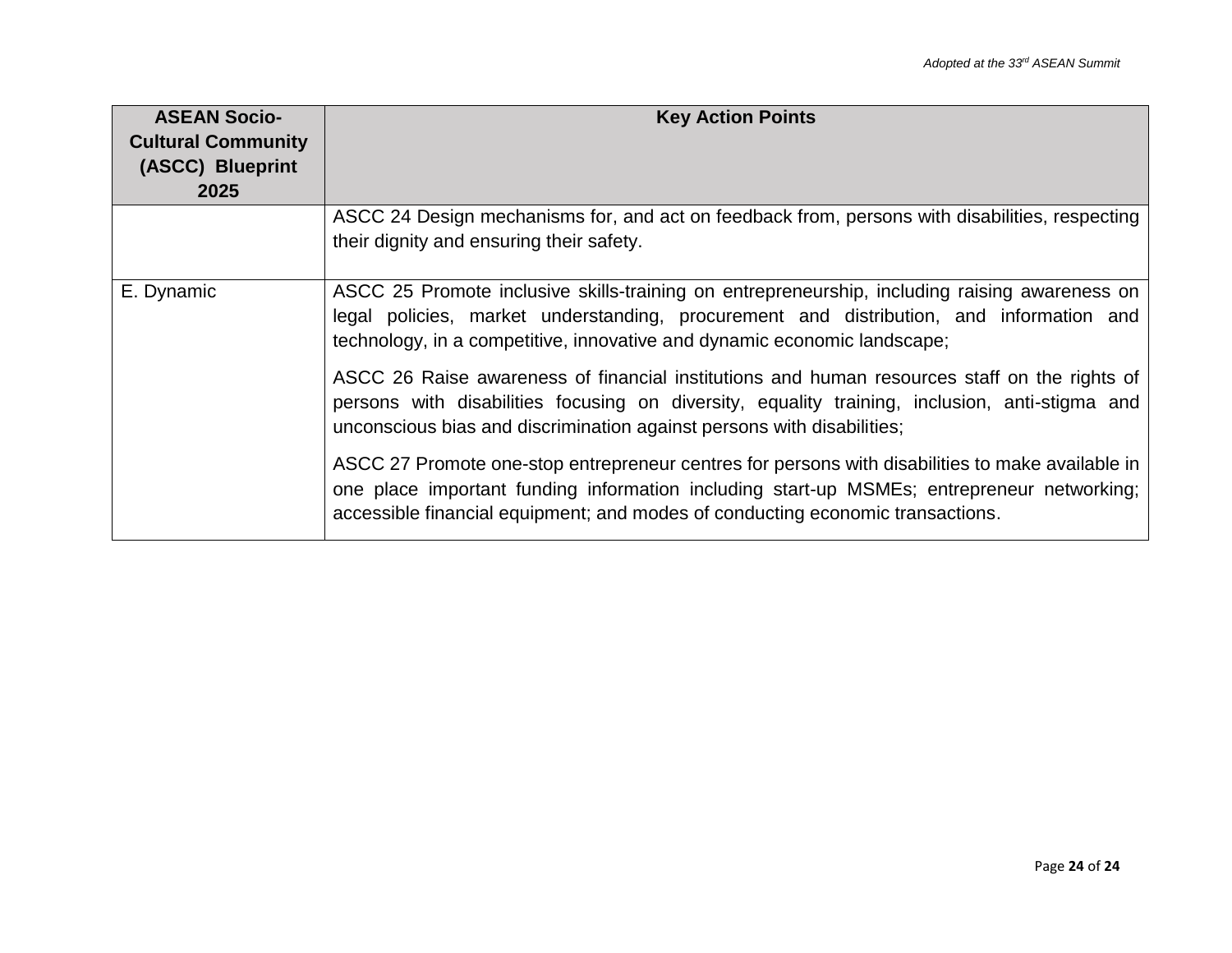| ASEAN Socio-Cultural Community (ASCC) Blueprint 2025 | Key Action Points |
|---|---|
| | ASCC 24 Design mechanisms for, and act on feedback from, persons with disabilities, respecting their dignity and ensuring their safety. |
| E. Dynamic | ASCC 25 Promote inclusive skills-training on entrepreneurship, including raising awareness on legal policies, market understanding, procurement and distribution, and information and technology, in a competitive, innovative and dynamic economic landscape;<br><br>ASCC 26 Raise awareness of financial institutions and human resources staff on the rights of persons with disabilities focusing on diversity, equality training, inclusion, anti-stigma and unconscious bias and discrimination against persons with disabilities;<br><br>ASCC 27 Promote one-stop entrepreneur centres for persons with disabilities to make available in one place important funding information including start-up MSMEs; entrepreneur networking; accessible financial equipment; and modes of conducting economic transactions. |